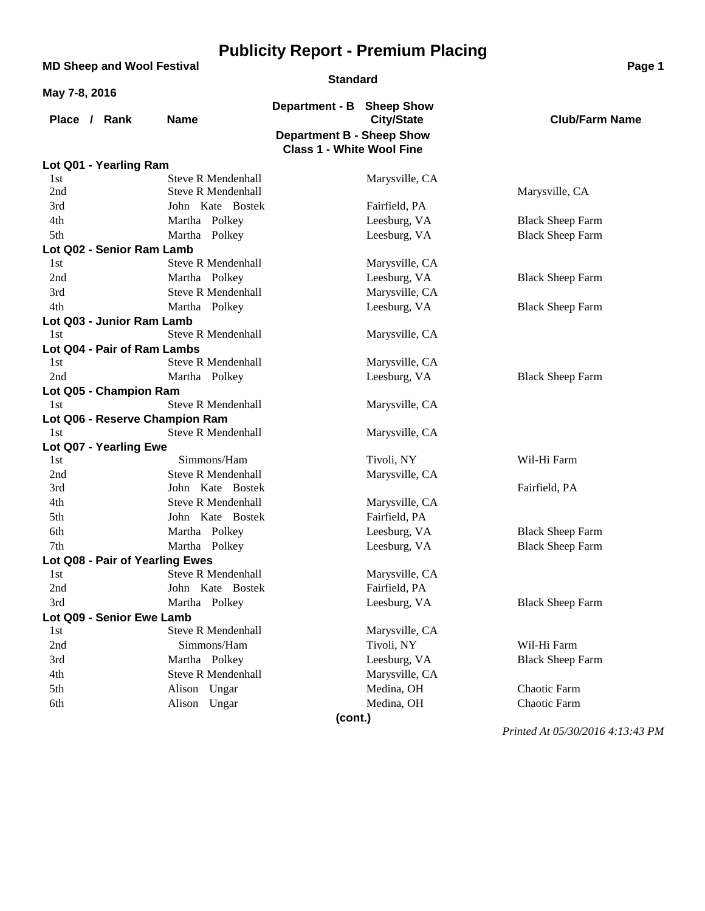# Publicity Report - Premium Placing

**MD Sheep and Wool Festival**

**Standard**

**May 7-8, 2016**

**Department - B Sheep Show**

## Department B - Sheep Show
### Class 1 - White Wool Fine

| Place / Rank | Name | City/State | Club/Farm Name |
|---|---|---|---|
| **Lot Q01 - Yearling Ram** | | | |
| 1st | Steve R Mendenhall | Marysville, CA | |
| 2nd | Steve R Mendenhall | | Marysville, CA |
| 3rd | John Kate Bostek | Fairfield, PA | |
| 4th | Martha Polkey | Leesburg, VA | Black Sheep Farm |
| 5th | Martha Polkey | Leesburg, VA | Black Sheep Farm |
| **Lot Q02 - Senior Ram Lamb** | | | |
| 1st | Steve R Mendenhall | Marysville, CA | |
| 2nd | Martha Polkey | Leesburg, VA | Black Sheep Farm |
| 3rd | Steve R Mendenhall | Marysville, CA | |
| 4th | Martha Polkey | Leesburg, VA | Black Sheep Farm |
| **Lot Q03 - Junior Ram Lamb** | | | |
| 1st | Steve R Mendenhall | Marysville, CA | |
| **Lot Q04 - Pair of Ram Lambs** | | | |
| 1st | Steve R Mendenhall | Marysville, CA | |
| 2nd | Martha Polkey | Leesburg, VA | Black Sheep Farm |
| **Lot Q05 - Champion Ram** | | | |
| 1st | Steve R Mendenhall | Marysville, CA | |
| **Lot Q06 - Reserve Champion Ram** | | | |
| 1st | Steve R Mendenhall | Marysville, CA | |
| **Lot Q07 - Yearling Ewe** | | | |
| 1st | Simmons/Ham | Tivoli, NY | Wil-Hi Farm |
| 2nd | Steve R Mendenhall | Marysville, CA | |
| 3rd | John Kate Bostek | | Fairfield, PA |
| 4th | Steve R Mendenhall | Marysville, CA | |
| 5th | John Kate Bostek | Fairfield, PA | |
| 6th | Martha Polkey | Leesburg, VA | Black Sheep Farm |
| 7th | Martha Polkey | Leesburg, VA | Black Sheep Farm |
| **Lot Q08 - Pair of Yearling Ewes** | | | |
| 1st | Steve R Mendenhall | Marysville, CA | |
| 2nd | John Kate Bostek | Fairfield, PA | |
| 3rd | Martha Polkey | Leesburg, VA | Black Sheep Farm |
| **Lot Q09 - Senior Ewe Lamb** | | | |
| 1st | Steve R Mendenhall | Marysville, CA | |
| 2nd | Simmons/Ham | Tivoli, NY | Wil-Hi Farm |
| 3rd | Martha Polkey | Leesburg, VA | Black Sheep Farm |
| 4th | Steve R Mendenhall | Marysville, CA | |
| 5th | Alison Ungar | Medina, OH | Chaotic Farm |
| 6th | Alison Ungar | Medina, OH | Chaotic Farm |

**(cont.)**

*Printed At 05/30/2016 4:13:43 PM*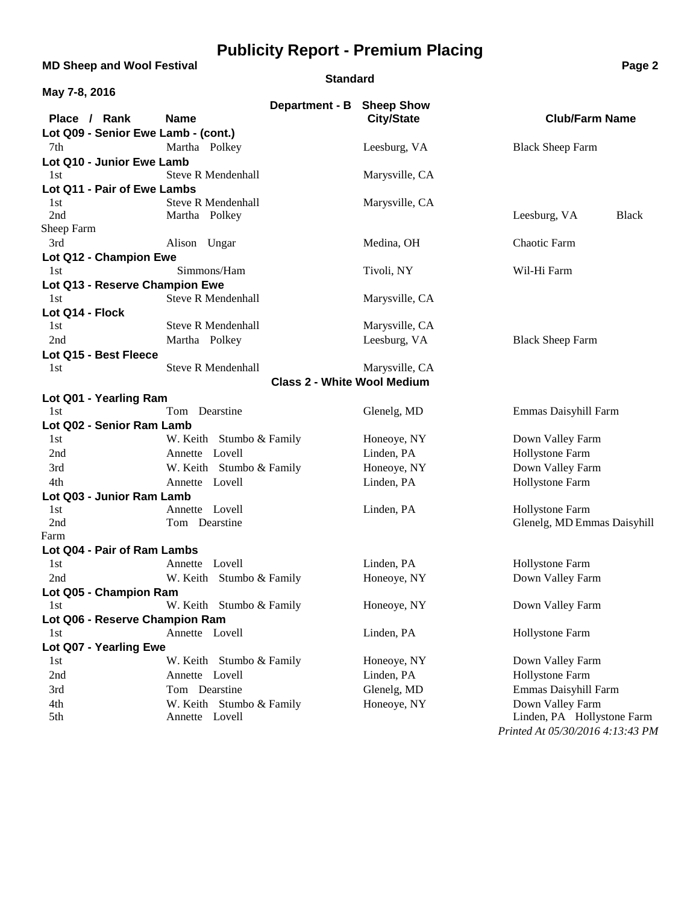# Publicity Report - Premium Placing

**MD Sheep and Wool Festival**

**Standard**

**May 7-8, 2016**

**Department - B Sheep Show**

| Place / Rank | Name | City/State | Club/Farm Name |
|---|---|---|---|
| **Lot Q09 - Senior Ewe Lamb - (cont.)** | | | |
| 7th | Martha Polkey | Leesburg, VA | Black Sheep Farm |
| **Lot Q10 - Junior Ewe Lamb** | | | |
| 1st | Steve R Mendenhall | Marysville, CA | |
| **Lot Q11 - Pair of Ewe Lambs** | | | |
| 1st | Steve R Mendenhall | Marysville, CA | |
| 2nd | Martha Polkey | Leesburg, VA | Black Sheep Farm |
| 3rd | Alison Ungar | Medina, OH | Chaotic Farm |
| **Lot Q12 - Champion Ewe** | | | |
| 1st | Simmons/Ham | Tivoli, NY | Wil-Hi Farm |
| **Lot Q13 - Reserve Champion Ewe** | | | |
| 1st | Steve R Mendenhall | Marysville, CA | |
| **Lot Q14 - Flock** | | | |
| 1st | Steve R Mendenhall | Marysville, CA | |
| 2nd | Martha Polkey | Leesburg, VA | Black Sheep Farm |
| **Lot Q15 - Best Fleece** | | | |
| 1st | Steve R Mendenhall | Marysville, CA | |

**Class 2 - White Wool Medium**

| Place / Rank | Name | City/State | Club/Farm Name |
|---|---|---|---|
| **Lot Q01 - Yearling Ram** | | | |
| 1st | Tom Dearstine | Glenelg, MD | Emmas Daisyhill Farm |
| **Lot Q02 - Senior Ram Lamb** | | | |
| 1st | W. Keith Stumbo & Family | Honeoye, NY | Down Valley Farm |
| 2nd | Annette Lovell | Linden, PA | Hollystone Farm |
| 3rd | W. Keith Stumbo & Family | Honeoye, NY | Down Valley Farm |
| 4th | Annette Lovell | Linden, PA | Hollystone Farm |
| **Lot Q03 - Junior Ram Lamb** | | | |
| 1st | Annette Lovell | Linden, PA | Hollystone Farm |
| 2nd | Tom Dearstine | Glenelg, MD | Emmas Daisyhill Farm |
| **Lot Q04 - Pair of Ram Lambs** | | | |
| 1st | Annette Lovell | Linden, PA | Hollystone Farm |
| 2nd | W. Keith Stumbo & Family | Honeoye, NY | Down Valley Farm |
| **Lot Q05 - Champion Ram** | | | |
| 1st | W. Keith Stumbo & Family | Honeoye, NY | Down Valley Farm |
| **Lot Q06 - Reserve Champion Ram** | | | |
| 1st | Annette Lovell | Linden, PA | Hollystone Farm |
| **Lot Q07 - Yearling Ewe** | | | |
| 1st | W. Keith Stumbo & Family | Honeoye, NY | Down Valley Farm |
| 2nd | Annette Lovell | Linden, PA | Hollystone Farm |
| 3rd | Tom Dearstine | Glenelg, MD | Emmas Daisyhill Farm |
| 4th | W. Keith Stumbo & Family | Honeoye, NY | Down Valley Farm |
| 5th | Annette Lovell | Linden, PA | Hollystone Farm |

*Printed At 05/30/2016 4:13:43 PM*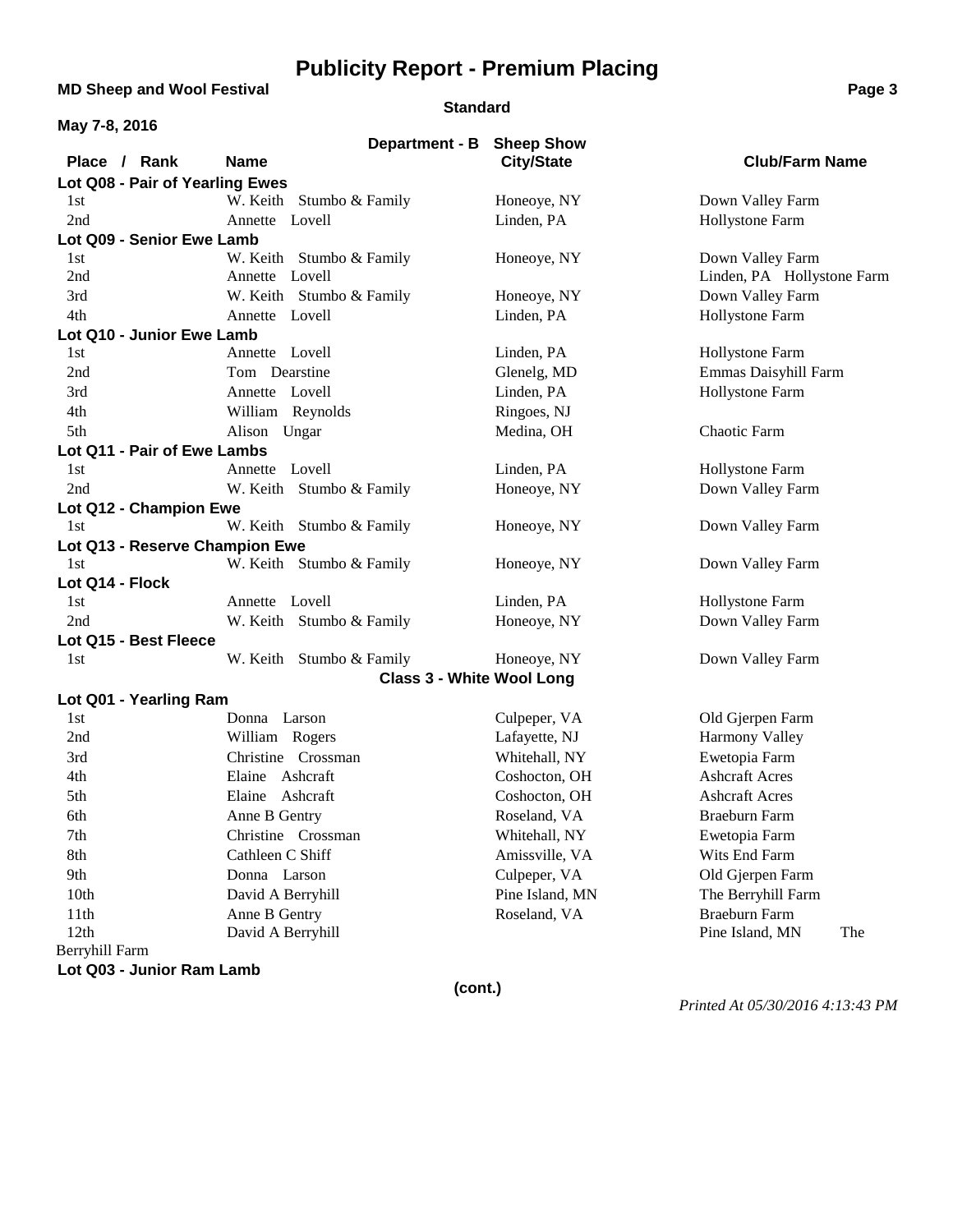# Publicity Report - Premium Placing

**MD Sheep and Wool Festival**

**Standard**

**May 7-8, 2016**

**Department - B Sheep Show**

| Place / Rank | Name | City/State | Club/Farm Name |
|---|---|---|---|
| **Lot Q08 - Pair of Yearling Ewes** | | | |
| 1st | W. Keith Stumbo & Family | Honeoye, NY | Down Valley Farm |
| 2nd | Annette Lovell | Linden, PA | Hollystone Farm |
| **Lot Q09 - Senior Ewe Lamb** | | | |
| 1st | W. Keith Stumbo & Family | Honeoye, NY | Down Valley Farm |
| 2nd | Annette Lovell | | Linden, PA Hollystone Farm |
| 3rd | W. Keith Stumbo & Family | Honeoye, NY | Down Valley Farm |
| 4th | Annette Lovell | Linden, PA | Hollystone Farm |
| **Lot Q10 - Junior Ewe Lamb** | | | |
| 1st | Annette Lovell | Linden, PA | Hollystone Farm |
| 2nd | Tom Dearstine | Glenelg, MD | Emmas Daisyhill Farm |
| 3rd | Annette Lovell | Linden, PA | Hollystone Farm |
| 4th | William Reynolds | Ringoes, NJ | |
| 5th | Alison Ungar | Medina, OH | Chaotic Farm |
| **Lot Q11 - Pair of Ewe Lambs** | | | |
| 1st | Annette Lovell | Linden, PA | Hollystone Farm |
| 2nd | W. Keith Stumbo & Family | Honeoye, NY | Down Valley Farm |
| **Lot Q12 - Champion Ewe** | | | |
| 1st | W. Keith Stumbo & Family | Honeoye, NY | Down Valley Farm |
| **Lot Q13 - Reserve Champion Ewe** | | | |
| 1st | W. Keith Stumbo & Family | Honeoye, NY | Down Valley Farm |
| **Lot Q14 - Flock** | | | |
| 1st | Annette Lovell | Linden, PA | Hollystone Farm |
| 2nd | W. Keith Stumbo & Family | Honeoye, NY | Down Valley Farm |
| **Lot Q15 - Best Fleece** | | | |
| 1st | W. Keith Stumbo & Family | Honeoye, NY | Down Valley Farm |

**Class 3 - White Wool Long**

| Place / Rank | Name | City/State | Club/Farm Name |
|---|---|---|---|
| **Lot Q01 - Yearling Ram** | | | |
| 1st | Donna Larson | Culpeper, VA | Old Gjerpen Farm |
| 2nd | William Rogers | Lafayette, NJ | Harmony Valley |
| 3rd | Christine Crossman | Whitehall, NY | Ewetopia Farm |
| 4th | Elaine Ashcraft | Coshocton, OH | Ashcraft Acres |
| 5th | Elaine Ashcraft | Coshocton, OH | Ashcraft Acres |
| 6th | Anne B Gentry | Roseland, VA | Braeburn Farm |
| 7th | Christine Crossman | Whitehall, NY | Ewetopia Farm |
| 8th | Cathleen C Shiff | Amissville, VA | Wits End Farm |
| 9th | Donna Larson | Culpeper, VA | Old Gjerpen Farm |
| 10th | David A Berryhill | Pine Island, MN | The Berryhill Farm |
| 11th | Anne B Gentry | Roseland, VA | Braeburn Farm |
| 12th | David A Berryhill | | Pine Island, MN The Berryhill Farm |
| **Lot Q03 - Junior Ram Lamb** | | | |

**(cont.)**

*Printed At 05/30/2016 4:13:43 PM*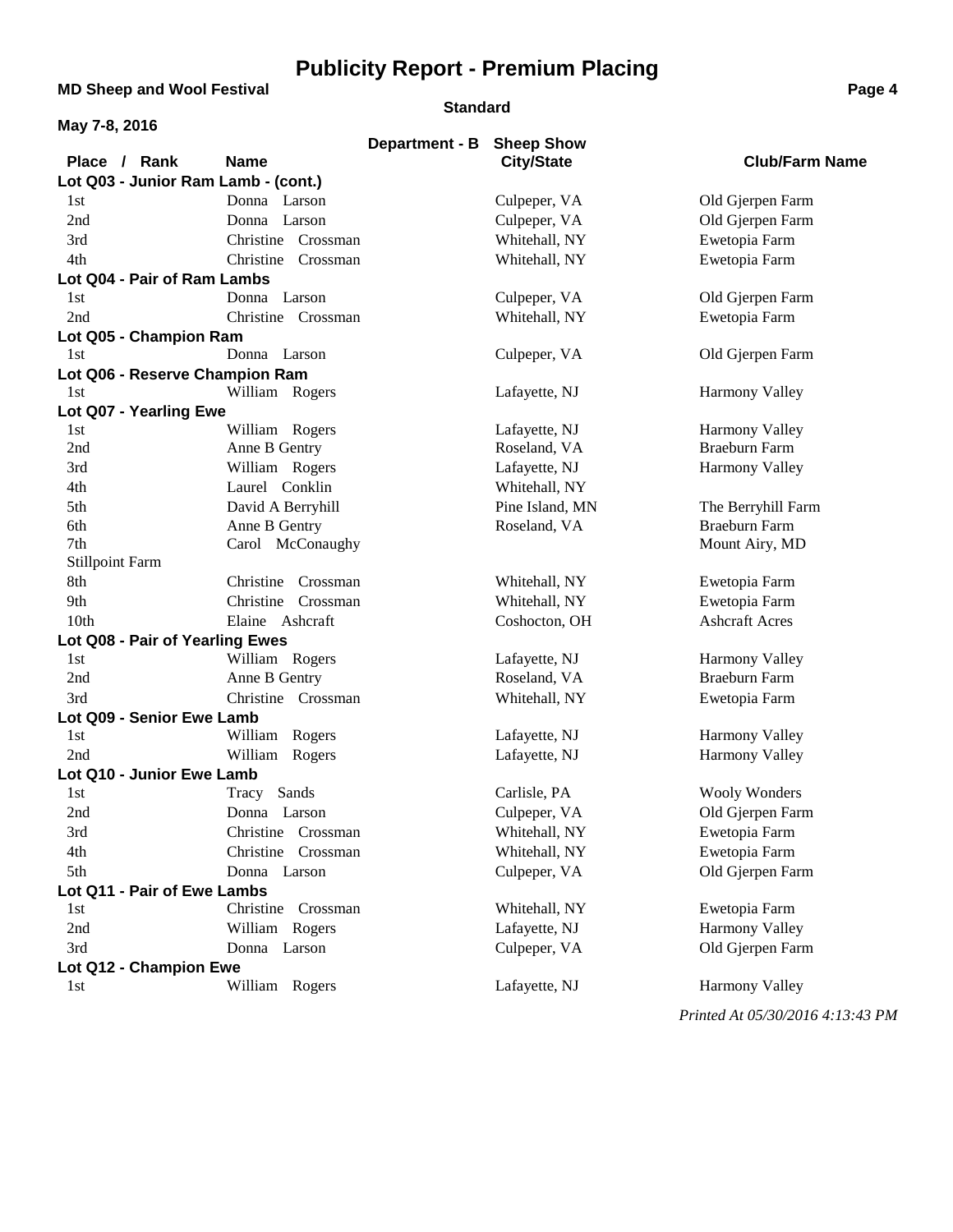# Publicity Report - Premium Placing

**MD Sheep and Wool Festival**

**Standard**

**May 7-8, 2016**

**Department - B Sheep Show**

| Place / Rank | Name | City/State | Club/Farm Name |
|---|---|---|---|
| **Lot Q03 - Junior Ram Lamb - (cont.)** | | | |
| 1st | Donna Larson | Culpeper, VA | Old Gjerpen Farm |
| 2nd | Donna Larson | Culpeper, VA | Old Gjerpen Farm |
| 3rd | Christine Crossman | Whitehall, NY | Ewetopia Farm |
| 4th | Christine Crossman | Whitehall, NY | Ewetopia Farm |
| **Lot Q04 - Pair of Ram Lambs** | | | |
| 1st | Donna Larson | Culpeper, VA | Old Gjerpen Farm |
| 2nd | Christine Crossman | Whitehall, NY | Ewetopia Farm |
| **Lot Q05 - Champion Ram** | | | |
| 1st | Donna Larson | Culpeper, VA | Old Gjerpen Farm |
| **Lot Q06 - Reserve Champion Ram** | | | |
| 1st | William Rogers | Lafayette, NJ | Harmony Valley |
| **Lot Q07 - Yearling Ewe** | | | |
| 1st | William Rogers | Lafayette, NJ | Harmony Valley |
| 2nd | Anne B Gentry | Roseland, VA | Braeburn Farm |
| 3rd | William Rogers | Lafayette, NJ | Harmony Valley |
| 4th | Laurel Conklin | Whitehall, NY | |
| 5th | David A Berryhill | Pine Island, MN | The Berryhill Farm |
| 6th | Anne B Gentry | Roseland, VA | Braeburn Farm |
| 7th | Carol McConaughy | | Mount Airy, MD |
| Stillpoint Farm | | | |
| 8th | Christine Crossman | Whitehall, NY | Ewetopia Farm |
| 9th | Christine Crossman | Whitehall, NY | Ewetopia Farm |
| 10th | Elaine Ashcraft | Coshocton, OH | Ashcraft Acres |
| **Lot Q08 - Pair of Yearling Ewes** | | | |
| 1st | William Rogers | Lafayette, NJ | Harmony Valley |
| 2nd | Anne B Gentry | Roseland, VA | Braeburn Farm |
| 3rd | Christine Crossman | Whitehall, NY | Ewetopia Farm |
| **Lot Q09 - Senior Ewe Lamb** | | | |
| 1st | William Rogers | Lafayette, NJ | Harmony Valley |
| 2nd | William Rogers | Lafayette, NJ | Harmony Valley |
| **Lot Q10 - Junior Ewe Lamb** | | | |
| 1st | Tracy Sands | Carlisle, PA | Wooly Wonders |
| 2nd | Donna Larson | Culpeper, VA | Old Gjerpen Farm |
| 3rd | Christine Crossman | Whitehall, NY | Ewetopia Farm |
| 4th | Christine Crossman | Whitehall, NY | Ewetopia Farm |
| 5th | Donna Larson | Culpeper, VA | Old Gjerpen Farm |
| **Lot Q11 - Pair of Ewe Lambs** | | | |
| 1st | Christine Crossman | Whitehall, NY | Ewetopia Farm |
| 2nd | William Rogers | Lafayette, NJ | Harmony Valley |
| 3rd | Donna Larson | Culpeper, VA | Old Gjerpen Farm |
| **Lot Q12 - Champion Ewe** | | | |
| 1st | William Rogers | Lafayette, NJ | Harmony Valley |

*Printed At 05/30/2016 4:13:43 PM*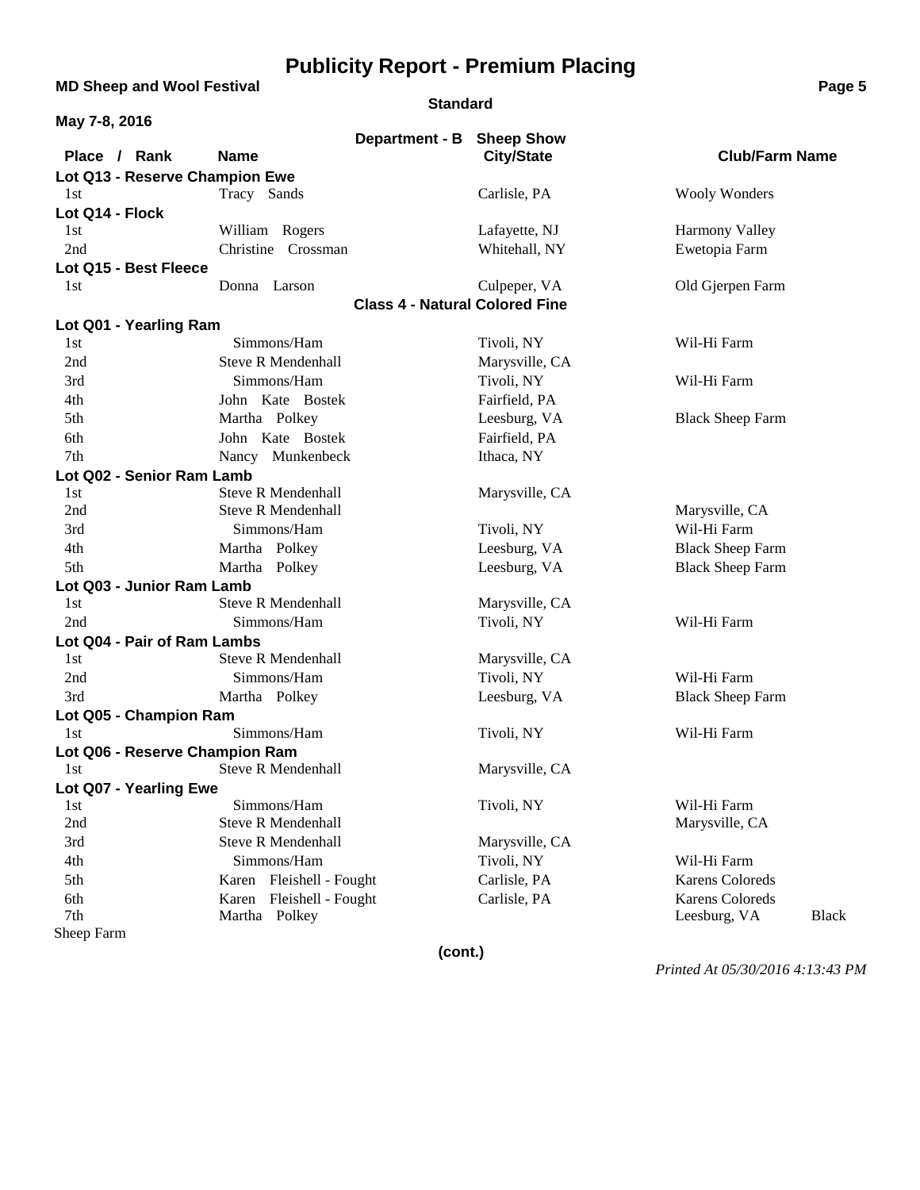# Publicity Report - Premium Placing

**MD Sheep and Wool Festival**

**Standard**

**May 7-8, 2016**

**Department - B Sheep Show**

| Place / Rank | Name | City/State | Club/Farm Name |
|---|---|---|---|
| **Lot Q13 - Reserve Champion Ewe** | | | |
| 1st | Tracy Sands | Carlisle, PA | Wooly Wonders |
| **Lot Q14 - Flock** | | | |
| 1st | William Rogers | Lafayette, NJ | Harmony Valley |
| 2nd | Christine Crossman | Whitehall, NY | Ewetopia Farm |
| **Lot Q15 - Best Fleece** | | | |
| 1st | Donna Larson | Culpeper, VA | Old Gjerpen Farm |

**Class 4 - Natural Colored Fine**

| Place / Rank | Name | City/State | Club/Farm Name |
|---|---|---|---|
| **Lot Q01 - Yearling Ram** | | | |
| 1st | Simmons/Ham | Tivoli, NY | Wil-Hi Farm |
| 2nd | Steve R Mendenhall | Marysville, CA | |
| 3rd | Simmons/Ham | Tivoli, NY | Wil-Hi Farm |
| 4th | John Kate Bostek | Fairfield, PA | |
| 5th | Martha Polkey | Leesburg, VA | Black Sheep Farm |
| 6th | John Kate Bostek | Fairfield, PA | |
| 7th | Nancy Munkenbeck | Ithaca, NY | |
| **Lot Q02 - Senior Ram Lamb** | | | |
| 1st | Steve R Mendenhall | Marysville, CA | |
| 2nd | Steve R Mendenhall | | Marysville, CA |
| 3rd | Simmons/Ham | Tivoli, NY | Wil-Hi Farm |
| 4th | Martha Polkey | Leesburg, VA | Black Sheep Farm |
| 5th | Martha Polkey | Leesburg, VA | Black Sheep Farm |
| **Lot Q03 - Junior Ram Lamb** | | | |
| 1st | Steve R Mendenhall | Marysville, CA | |
| 2nd | Simmons/Ham | Tivoli, NY | Wil-Hi Farm |
| **Lot Q04 - Pair of Ram Lambs** | | | |
| 1st | Steve R Mendenhall | Marysville, CA | |
| 2nd | Simmons/Ham | Tivoli, NY | Wil-Hi Farm |
| 3rd | Martha Polkey | Leesburg, VA | Black Sheep Farm |
| **Lot Q05 - Champion Ram** | | | |
| 1st | Simmons/Ham | Tivoli, NY | Wil-Hi Farm |
| **Lot Q06 - Reserve Champion Ram** | | | |
| 1st | Steve R Mendenhall | Marysville, CA | |
| **Lot Q07 - Yearling Ewe** | | | |
| 1st | Simmons/Ham | Tivoli, NY | Wil-Hi Farm |
| 2nd | Steve R Mendenhall | | Marysville, CA |
| 3rd | Steve R Mendenhall | Marysville, CA | |
| 4th | Simmons/Ham | Tivoli, NY | Wil-Hi Farm |
| 5th | Karen Fleishell - Fought | Carlisle, PA | Karens Coloreds |
| 6th | Karen Fleishell - Fought | Carlisle, PA | Karens Coloreds |
| 7th | Martha Polkey | | Leesburg, VA Black Sheep Farm |

**(cont.)**

*Printed At 05/30/2016 4:13:43 PM*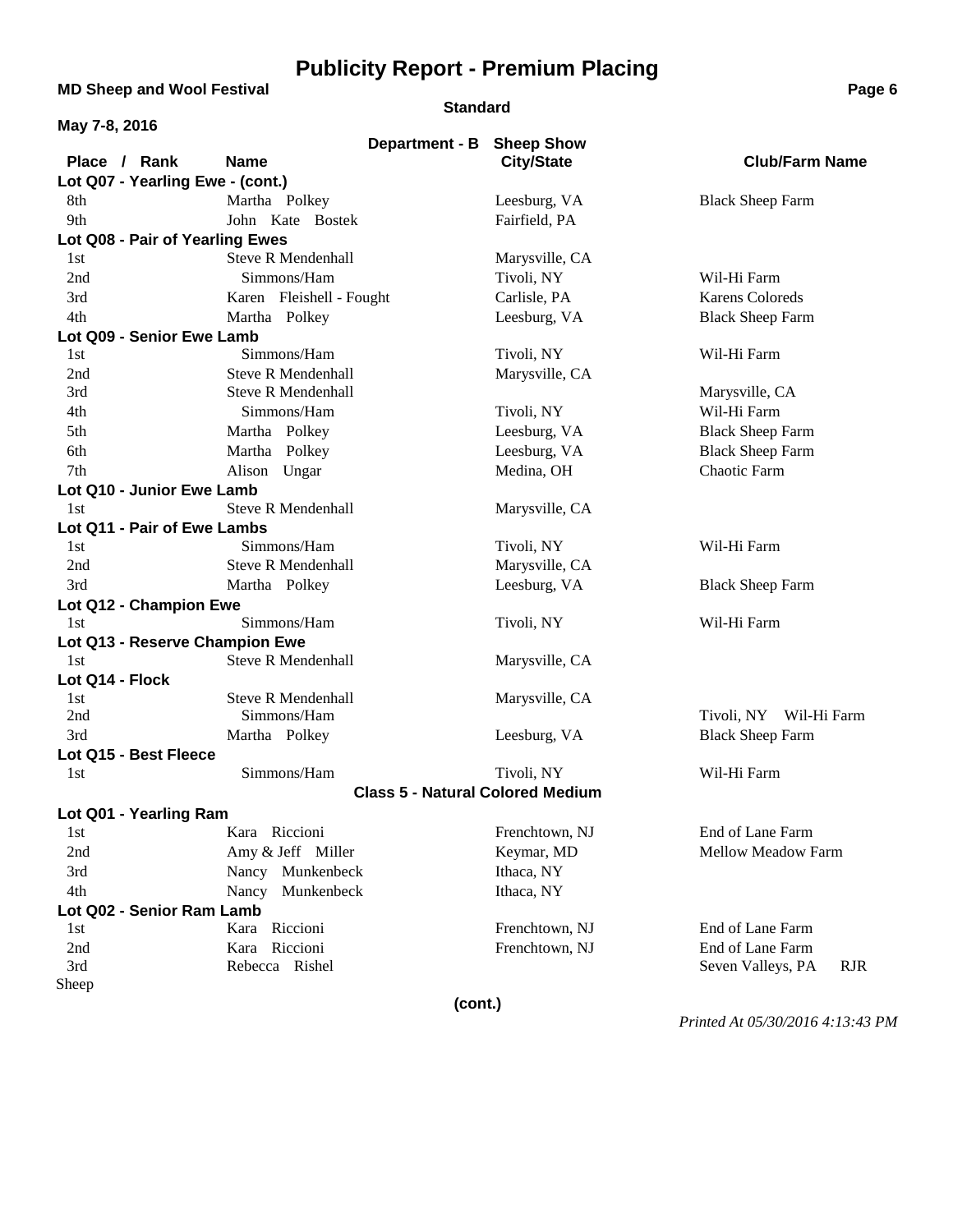# Publicity Report - Premium Placing

**MD Sheep and Wool Festival**

**Standard**

**May 7-8, 2016**

**Department - B Sheep Show**

| Place / Rank | Name | City/State | Club/Farm Name |
|---|---|---|---|
| **Lot Q07 - Yearling Ewe - (cont.)** | | | |
| 8th | Martha Polkey | Leesburg, VA | Black Sheep Farm |
| 9th | John Kate Bostek | Fairfield, PA | |
| **Lot Q08 - Pair of Yearling Ewes** | | | |
| 1st | Steve R Mendenhall | Marysville, CA | |
| 2nd | Simmons/Ham | Tivoli, NY | Wil-Hi Farm |
| 3rd | Karen Fleishell - Fought | Carlisle, PA | Karens Coloreds |
| 4th | Martha Polkey | Leesburg, VA | Black Sheep Farm |
| **Lot Q09 - Senior Ewe Lamb** | | | |
| 1st | Simmons/Ham | Tivoli, NY | Wil-Hi Farm |
| 2nd | Steve R Mendenhall | Marysville, CA | |
| 3rd | Steve R Mendenhall | | Marysville, CA |
| 4th | Simmons/Ham | Tivoli, NY | Wil-Hi Farm |
| 5th | Martha Polkey | Leesburg, VA | Black Sheep Farm |
| 6th | Martha Polkey | Leesburg, VA | Black Sheep Farm |
| 7th | Alison Ungar | Medina, OH | Chaotic Farm |
| **Lot Q10 - Junior Ewe Lamb** | | | |
| 1st | Steve R Mendenhall | Marysville, CA | |
| **Lot Q11 - Pair of Ewe Lambs** | | | |
| 1st | Simmons/Ham | Tivoli, NY | Wil-Hi Farm |
| 2nd | Steve R Mendenhall | Marysville, CA | |
| 3rd | Martha Polkey | Leesburg, VA | Black Sheep Farm |
| **Lot Q12 - Champion Ewe** | | | |
| 1st | Simmons/Ham | Tivoli, NY | Wil-Hi Farm |
| **Lot Q13 - Reserve Champion Ewe** | | | |
| 1st | Steve R Mendenhall | Marysville, CA | |
| **Lot Q14 - Flock** | | | |
| 1st | Steve R Mendenhall | Marysville, CA | |
| 2nd | Simmons/Ham | | Tivoli, NY Wil-Hi Farm |
| 3rd | Martha Polkey | Leesburg, VA | Black Sheep Farm |
| **Lot Q15 - Best Fleece** | | | |
| 1st | Simmons/Ham | Tivoli, NY | Wil-Hi Farm |

**Class 5 - Natural Colored Medium**

| Place / Rank | Name | City/State | Club/Farm Name |
|---|---|---|---|
| **Lot Q01 - Yearling Ram** | | | |
| 1st | Kara Riccioni | Frenchtown, NJ | End of Lane Farm |
| 2nd | Amy & Jeff Miller | Keymar, MD | Mellow Meadow Farm |
| 3rd | Nancy Munkenbeck | Ithaca, NY | |
| 4th | Nancy Munkenbeck | Ithaca, NY | |
| **Lot Q02 - Senior Ram Lamb** | | | |
| 1st | Kara Riccioni | Frenchtown, NJ | End of Lane Farm |
| 2nd | Kara Riccioni | Frenchtown, NJ | End of Lane Farm |
| 3rd | Rebecca Rishel | | Seven Valleys, PA RJR Sheep |

**(cont.)**

*Printed At 05/30/2016 4:13:43 PM*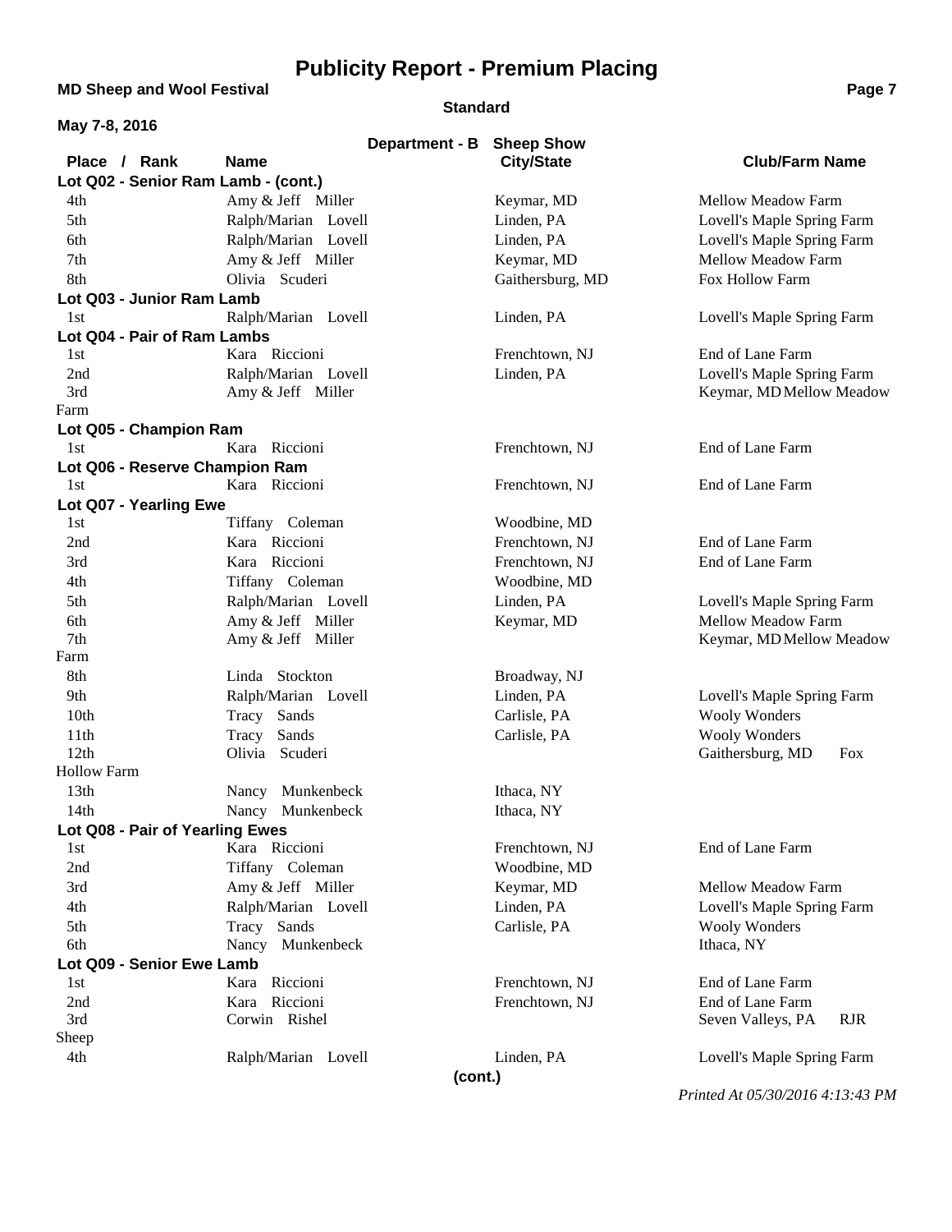# Publicity Report - Premium Placing

**MD Sheep and Wool Festival**

**Standard**

**May 7-8, 2016**

**Department - B Sheep Show**

| Place / Rank | Name | City/State | Club/Farm Name |
|---|---|---|---|
| **Lot Q02 - Senior Ram Lamb - (cont.)** | | | |
| 4th | Amy & Jeff Miller | Keymar, MD | Mellow Meadow Farm |
| 5th | Ralph/Marian Lovell | Linden, PA | Lovell's Maple Spring Farm |
| 6th | Ralph/Marian Lovell | Linden, PA | Lovell's Maple Spring Farm |
| 7th | Amy & Jeff Miller | Keymar, MD | Mellow Meadow Farm |
| 8th | Olivia Scuderi | Gaithersburg, MD | Fox Hollow Farm |
| **Lot Q03 - Junior Ram Lamb** | | | |
| 1st | Ralph/Marian Lovell | Linden, PA | Lovell's Maple Spring Farm |
| **Lot Q04 - Pair of Ram Lambs** | | | |
| 1st | Kara Riccioni | Frenchtown, NJ | End of Lane Farm |
| 2nd | Ralph/Marian Lovell | Linden, PA | Lovell's Maple Spring Farm |
| 3rd | Amy & Jeff Miller | Keymar, MD | Mellow Meadow Farm |
| **Lot Q05 - Champion Ram** | | | |
| 1st | Kara Riccioni | Frenchtown, NJ | End of Lane Farm |
| **Lot Q06 - Reserve Champion Ram** | | | |
| 1st | Kara Riccioni | Frenchtown, NJ | End of Lane Farm |
| **Lot Q07 - Yearling Ewe** | | | |
| 1st | Tiffany Coleman | Woodbine, MD | |
| 2nd | Kara Riccioni | Frenchtown, NJ | End of Lane Farm |
| 3rd | Kara Riccioni | Frenchtown, NJ | End of Lane Farm |
| 4th | Tiffany Coleman | Woodbine, MD | |
| 5th | Ralph/Marian Lovell | Linden, PA | Lovell's Maple Spring Farm |
| 6th | Amy & Jeff Miller | Keymar, MD | Mellow Meadow Farm |
| 7th | Amy & Jeff Miller | Keymar, MD | Mellow Meadow Farm |
| 8th | Linda Stockton | Broadway, NJ | |
| 9th | Ralph/Marian Lovell | Linden, PA | Lovell's Maple Spring Farm |
| 10th | Tracy Sands | Carlisle, PA | Wooly Wonders |
| 11th | Tracy Sands | Carlisle, PA | Wooly Wonders |
| 12th | Olivia Scuderi | Gaithersburg, MD | Fox Hollow Farm |
| 13th | Nancy Munkenbeck | Ithaca, NY | |
| 14th | Nancy Munkenbeck | Ithaca, NY | |
| **Lot Q08 - Pair of Yearling Ewes** | | | |
| 1st | Kara Riccioni | Frenchtown, NJ | End of Lane Farm |
| 2nd | Tiffany Coleman | Woodbine, MD | |
| 3rd | Amy & Jeff Miller | Keymar, MD | Mellow Meadow Farm |
| 4th | Ralph/Marian Lovell | Linden, PA | Lovell's Maple Spring Farm |
| 5th | Tracy Sands | Carlisle, PA | Wooly Wonders |
| 6th | Nancy Munkenbeck | Ithaca, NY | |
| **Lot Q09 - Senior Ewe Lamb** | | | |
| 1st | Kara Riccioni | Frenchtown, NJ | End of Lane Farm |
| 2nd | Kara Riccioni | Frenchtown, NJ | End of Lane Farm |
| 3rd | Corwin Rishel | Seven Valleys, PA | RJR Sheep |
| 4th | Ralph/Marian Lovell | Linden, PA | Lovell's Maple Spring Farm |

**(cont.)**

*Printed At 05/30/2016 4:13:43 PM*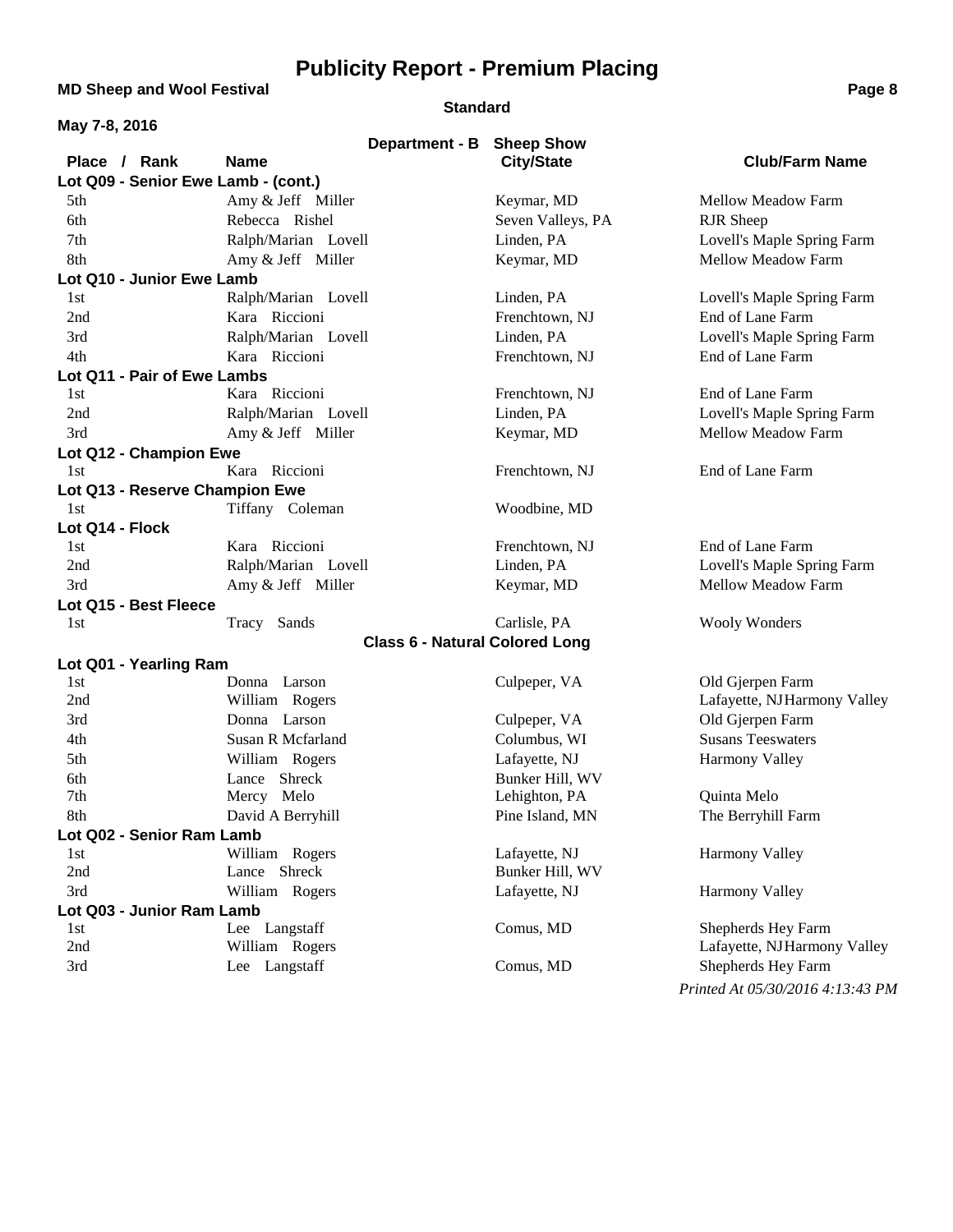# Publicity Report - Premium Placing

**MD Sheep and Wool Festival**

**Standard**

**May 7-8, 2016**

**Department - B Sheep Show**

| Place / Rank | Name | City/State | Club/Farm Name |
|---|---|---|---|
| **Lot Q09 - Senior Ewe Lamb - (cont.)** | | | |
| 5th | Amy & Jeff Miller | Keymar, MD | Mellow Meadow Farm |
| 6th | Rebecca Rishel | Seven Valleys, PA | RJR Sheep |
| 7th | Ralph/Marian Lovell | Linden, PA | Lovell's Maple Spring Farm |
| 8th | Amy & Jeff Miller | Keymar, MD | Mellow Meadow Farm |
| **Lot Q10 - Junior Ewe Lamb** | | | |
| 1st | Ralph/Marian Lovell | Linden, PA | Lovell's Maple Spring Farm |
| 2nd | Kara Riccioni | Frenchtown, NJ | End of Lane Farm |
| 3rd | Ralph/Marian Lovell | Linden, PA | Lovell's Maple Spring Farm |
| 4th | Kara Riccioni | Frenchtown, NJ | End of Lane Farm |
| **Lot Q11 - Pair of Ewe Lambs** | | | |
| 1st | Kara Riccioni | Frenchtown, NJ | End of Lane Farm |
| 2nd | Ralph/Marian Lovell | Linden, PA | Lovell's Maple Spring Farm |
| 3rd | Amy & Jeff Miller | Keymar, MD | Mellow Meadow Farm |
| **Lot Q12 - Champion Ewe** | | | |
| 1st | Kara Riccioni | Frenchtown, NJ | End of Lane Farm |
| **Lot Q13 - Reserve Champion Ewe** | | | |
| 1st | Tiffany Coleman | Woodbine, MD | |
| **Lot Q14 - Flock** | | | |
| 1st | Kara Riccioni | Frenchtown, NJ | End of Lane Farm |
| 2nd | Ralph/Marian Lovell | Linden, PA | Lovell's Maple Spring Farm |
| 3rd | Amy & Jeff Miller | Keymar, MD | Mellow Meadow Farm |
| **Lot Q15 - Best Fleece** | | | |
| 1st | Tracy Sands | Carlisle, PA | Wooly Wonders |

**Class 6 - Natural Colored Long**

| Place / Rank | Name | City/State | Club/Farm Name |
|---|---|---|---|
| **Lot Q01 - Yearling Ram** | | | |
| 1st | Donna Larson | Culpeper, VA | Old Gjerpen Farm |
| 2nd | William Rogers | | Lafayette, NJ Harmony Valley |
| 3rd | Donna Larson | Culpeper, VA | Old Gjerpen Farm |
| 4th | Susan R Mcfarland | Columbus, WI | Susans Teeswaters |
| 5th | William Rogers | Lafayette, NJ | Harmony Valley |
| 6th | Lance Shreck | Bunker Hill, WV | |
| 7th | Mercy Melo | Lehighton, PA | Quinta Melo |
| 8th | David A Berryhill | Pine Island, MN | The Berryhill Farm |
| **Lot Q02 - Senior Ram Lamb** | | | |
| 1st | William Rogers | Lafayette, NJ | Harmony Valley |
| 2nd | Lance Shreck | Bunker Hill, WV | |
| 3rd | William Rogers | Lafayette, NJ | Harmony Valley |
| **Lot Q03 - Junior Ram Lamb** | | | |
| 1st | Lee Langstaff | Comus, MD | Shepherds Hey Farm |
| 2nd | William Rogers | | Lafayette, NJ Harmony Valley |
| 3rd | Lee Langstaff | Comus, MD | Shepherds Hey Farm |

*Printed At 05/30/2016 4:13:43 PM*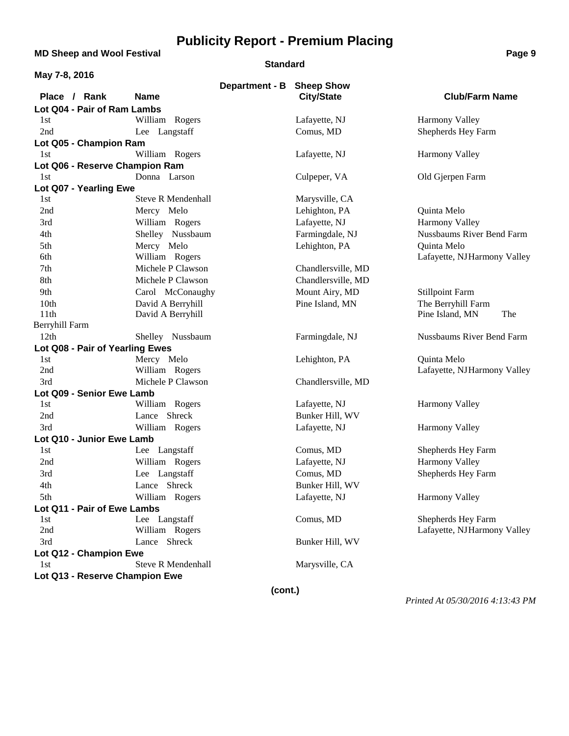# Publicity Report - Premium Placing

**MD Sheep and Wool Festival**

**Standard**

**May 7-8, 2016**

**Department - B Sheep Show**

| Place / Rank | Name | City/State | Club/Farm Name |
|---|---|---|---|
| **Lot Q04 - Pair of Ram Lambs** | | | |
| 1st | William Rogers | Lafayette, NJ | Harmony Valley |
| 2nd | Lee Langstaff | Comus, MD | Shepherds Hey Farm |
| **Lot Q05 - Champion Ram** | | | |
| 1st | William Rogers | Lafayette, NJ | Harmony Valley |
| **Lot Q06 - Reserve Champion Ram** | | | |
| 1st | Donna Larson | Culpeper, VA | Old Gjerpen Farm |
| **Lot Q07 - Yearling Ewe** | | | |
| 1st | Steve R Mendenhall | Marysville, CA | |
| 2nd | Mercy Melo | Lehighton, PA | Quinta Melo |
| 3rd | William Rogers | Lafayette, NJ | Harmony Valley |
| 4th | Shelley Nussbaum | Farmingdale, NJ | Nussbaums River Bend Farm |
| 5th | Mercy Melo | Lehighton, PA | Quinta Melo |
| 6th | William Rogers | | Lafayette, NJHarmony Valley |
| 7th | Michele P Clawson | Chandlersville, MD | |
| 8th | Michele P Clawson | Chandlersville, MD | |
| 9th | Carol McConaughy | Mount Airy, MD | Stillpoint Farm |
| 10th | David A Berryhill | Pine Island, MN | The Berryhill Farm |
| 11th | David A Berryhill | | Pine Island, MN The Berryhill Farm |
| 12th | Shelley Nussbaum | Farmingdale, NJ | Nussbaums River Bend Farm |
| **Lot Q08 - Pair of Yearling Ewes** | | | |
| 1st | Mercy Melo | Lehighton, PA | Quinta Melo |
| 2nd | William Rogers | | Lafayette, NJHarmony Valley |
| 3rd | Michele P Clawson | Chandlersville, MD | |
| **Lot Q09 - Senior Ewe Lamb** | | | |
| 1st | William Rogers | Lafayette, NJ | Harmony Valley |
| 2nd | Lance Shreck | Bunker Hill, WV | |
| 3rd | William Rogers | Lafayette, NJ | Harmony Valley |
| **Lot Q10 - Junior Ewe Lamb** | | | |
| 1st | Lee Langstaff | Comus, MD | Shepherds Hey Farm |
| 2nd | William Rogers | Lafayette, NJ | Harmony Valley |
| 3rd | Lee Langstaff | Comus, MD | Shepherds Hey Farm |
| 4th | Lance Shreck | Bunker Hill, WV | |
| 5th | William Rogers | Lafayette, NJ | Harmony Valley |
| **Lot Q11 - Pair of Ewe Lambs** | | | |
| 1st | Lee Langstaff | Comus, MD | Shepherds Hey Farm |
| 2nd | William Rogers | | Lafayette, NJHarmony Valley |
| 3rd | Lance Shreck | Bunker Hill, WV | |
| **Lot Q12 - Champion Ewe** | | | |
| 1st | Steve R Mendenhall | Marysville, CA | |
| **Lot Q13 - Reserve Champion Ewe** | | | |

(cont.)

*Printed At 05/30/2016 4:13:43 PM*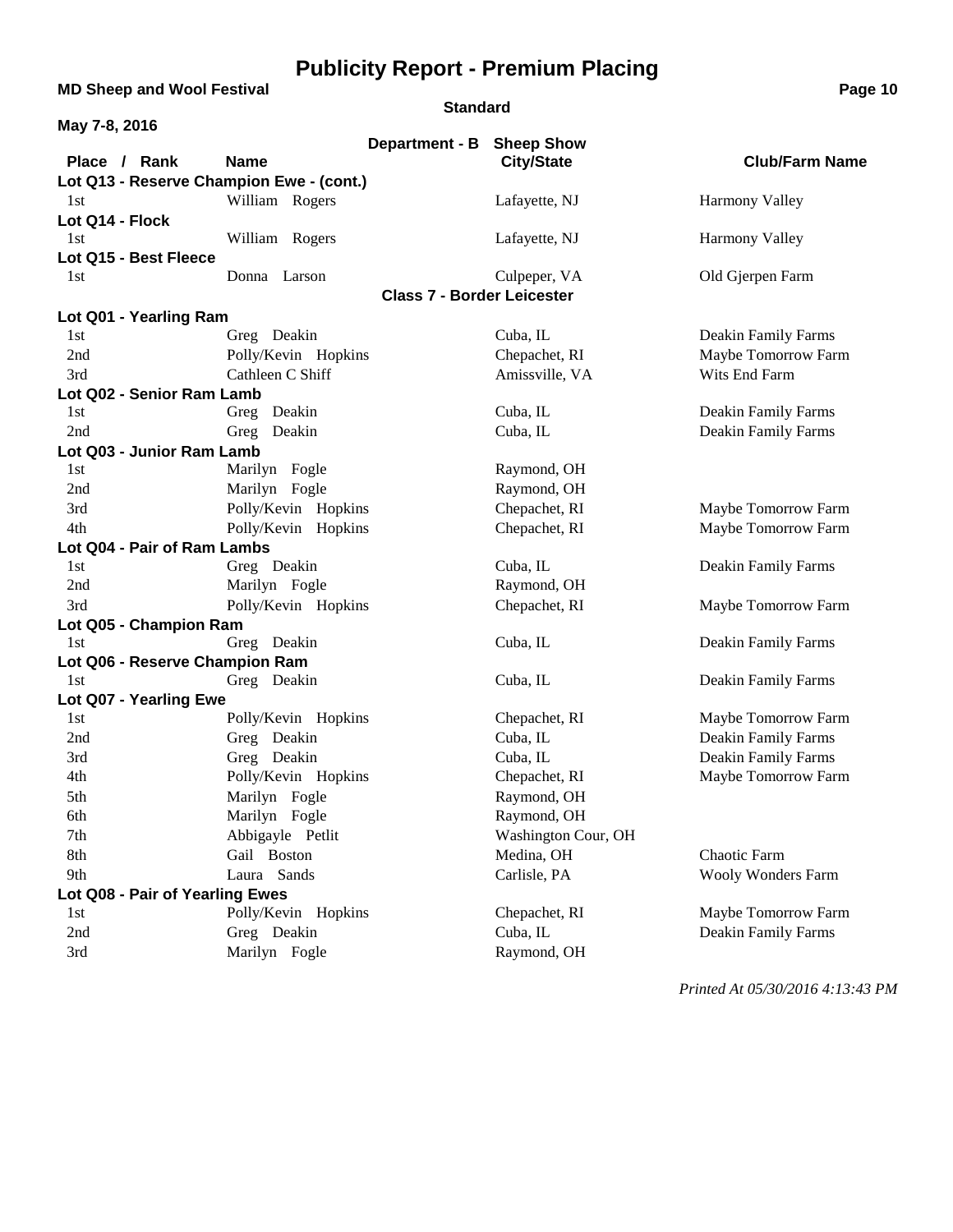# Publicity Report - Premium Placing

**MD Sheep and Wool Festival**

**Standard**

**May 7-8, 2016**

**Department - B Sheep Show**

| Place / Rank | Name | City/State | Club/Farm Name |
|---|---|---|---|
| **Lot Q13 - Reserve Champion Ewe - (cont.)** | | | |
| 1st | William Rogers | Lafayette, NJ | Harmony Valley |
| **Lot Q14 - Flock** | | | |
| 1st | William Rogers | Lafayette, NJ | Harmony Valley |
| **Lot Q15 - Best Fleece** | | | |
| 1st | Donna Larson | Culpeper, VA | Old Gjerpen Farm |
| **Class 7 - Border Leicester** | | | |
| **Lot Q01 - Yearling Ram** | | | |
| 1st | Greg Deakin | Cuba, IL | Deakin Family Farms |
| 2nd | Polly/Kevin Hopkins | Chepachet, RI | Maybe Tomorrow Farm |
| 3rd | Cathleen C Shiff | Amissville, VA | Wits End Farm |
| **Lot Q02 - Senior Ram Lamb** | | | |
| 1st | Greg Deakin | Cuba, IL | Deakin Family Farms |
| 2nd | Greg Deakin | Cuba, IL | Deakin Family Farms |
| **Lot Q03 - Junior Ram Lamb** | | | |
| 1st | Marilyn Fogle | Raymond, OH | |
| 2nd | Marilyn Fogle | Raymond, OH | |
| 3rd | Polly/Kevin Hopkins | Chepachet, RI | Maybe Tomorrow Farm |
| 4th | Polly/Kevin Hopkins | Chepachet, RI | Maybe Tomorrow Farm |
| **Lot Q04 - Pair of Ram Lambs** | | | |
| 1st | Greg Deakin | Cuba, IL | Deakin Family Farms |
| 2nd | Marilyn Fogle | Raymond, OH | |
| 3rd | Polly/Kevin Hopkins | Chepachet, RI | Maybe Tomorrow Farm |
| **Lot Q05 - Champion Ram** | | | |
| 1st | Greg Deakin | Cuba, IL | Deakin Family Farms |
| **Lot Q06 - Reserve Champion Ram** | | | |
| 1st | Greg Deakin | Cuba, IL | Deakin Family Farms |
| **Lot Q07 - Yearling Ewe** | | | |
| 1st | Polly/Kevin Hopkins | Chepachet, RI | Maybe Tomorrow Farm |
| 2nd | Greg Deakin | Cuba, IL | Deakin Family Farms |
| 3rd | Greg Deakin | Cuba, IL | Deakin Family Farms |
| 4th | Polly/Kevin Hopkins | Chepachet, RI | Maybe Tomorrow Farm |
| 5th | Marilyn Fogle | Raymond, OH | |
| 6th | Marilyn Fogle | Raymond, OH | |
| 7th | Abbigayle Petlit | Washington Cour, OH | |
| 8th | Gail Boston | Medina, OH | Chaotic Farm |
| 9th | Laura Sands | Carlisle, PA | Wooly Wonders Farm |
| **Lot Q08 - Pair of Yearling Ewes** | | | |
| 1st | Polly/Kevin Hopkins | Chepachet, RI | Maybe Tomorrow Farm |
| 2nd | Greg Deakin | Cuba, IL | Deakin Family Farms |
| 3rd | Marilyn Fogle | Raymond, OH | |

*Printed At 05/30/2016 4:13:43 PM*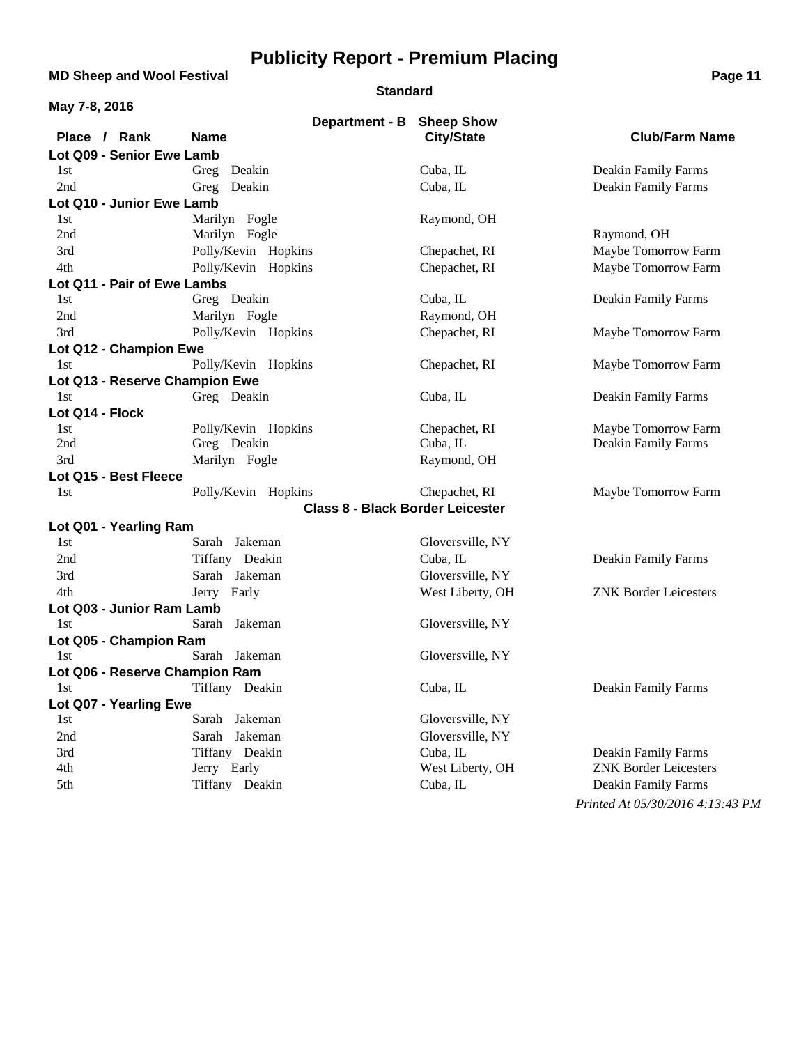# Publicity Report - Premium Placing

**MD Sheep and Wool Festival**

**Standard**

**May 7-8, 2016**

**Department - B Sheep Show**

| Place / Rank | Name | City/State | Club/Farm Name |
|---|---|---|---|
| **Lot Q09 - Senior Ewe Lamb** | | | |
| 1st | Greg Deakin | Cuba, IL | Deakin Family Farms |
| 2nd | Greg Deakin | Cuba, IL | Deakin Family Farms |
| **Lot Q10 - Junior Ewe Lamb** | | | |
| 1st | Marilyn Fogle | Raymond, OH | |
| 2nd | Marilyn Fogle | | Raymond, OH |
| 3rd | Polly/Kevin Hopkins | Chepachet, RI | Maybe Tomorrow Farm |
| 4th | Polly/Kevin Hopkins | Chepachet, RI | Maybe Tomorrow Farm |
| **Lot Q11 - Pair of Ewe Lambs** | | | |
| 1st | Greg Deakin | Cuba, IL | Deakin Family Farms |
| 2nd | Marilyn Fogle | Raymond, OH | |
| 3rd | Polly/Kevin Hopkins | Chepachet, RI | Maybe Tomorrow Farm |
| **Lot Q12 - Champion Ewe** | | | |
| 1st | Polly/Kevin Hopkins | Chepachet, RI | Maybe Tomorrow Farm |
| **Lot Q13 - Reserve Champion Ewe** | | | |
| 1st | Greg Deakin | Cuba, IL | Deakin Family Farms |
| **Lot Q14 - Flock** | | | |
| 1st | Polly/Kevin Hopkins | Chepachet, RI | Maybe Tomorrow Farm |
| 2nd | Greg Deakin | Cuba, IL | Deakin Family Farms |
| 3rd | Marilyn Fogle | Raymond, OH | |
| **Lot Q15 - Best Fleece** | | | |
| 1st | Polly/Kevin Hopkins | Chepachet, RI | Maybe Tomorrow Farm |

**Class 8 - Black Border Leicester**

| Place / Rank | Name | City/State | Club/Farm Name |
|---|---|---|---|
| **Lot Q01 - Yearling Ram** | | | |
| 1st | Sarah Jakeman | Gloversville, NY | |
| 2nd | Tiffany Deakin | Cuba, IL | Deakin Family Farms |
| 3rd | Sarah Jakeman | Gloversville, NY | |
| 4th | Jerry Early | West Liberty, OH | ZNK Border Leicesters |
| **Lot Q03 - Junior Ram Lamb** | | | |
| 1st | Sarah Jakeman | Gloversville, NY | |
| **Lot Q05 - Champion Ram** | | | |
| 1st | Sarah Jakeman | Gloversville, NY | |
| **Lot Q06 - Reserve Champion Ram** | | | |
| 1st | Tiffany Deakin | Cuba, IL | Deakin Family Farms |
| **Lot Q07 - Yearling Ewe** | | | |
| 1st | Sarah Jakeman | Gloversville, NY | |
| 2nd | Sarah Jakeman | Gloversville, NY | |
| 3rd | Tiffany Deakin | Cuba, IL | Deakin Family Farms |
| 4th | Jerry Early | West Liberty, OH | ZNK Border Leicesters |
| 5th | Tiffany Deakin | Cuba, IL | Deakin Family Farms |

*Printed At 05/30/2016 4:13:43 PM*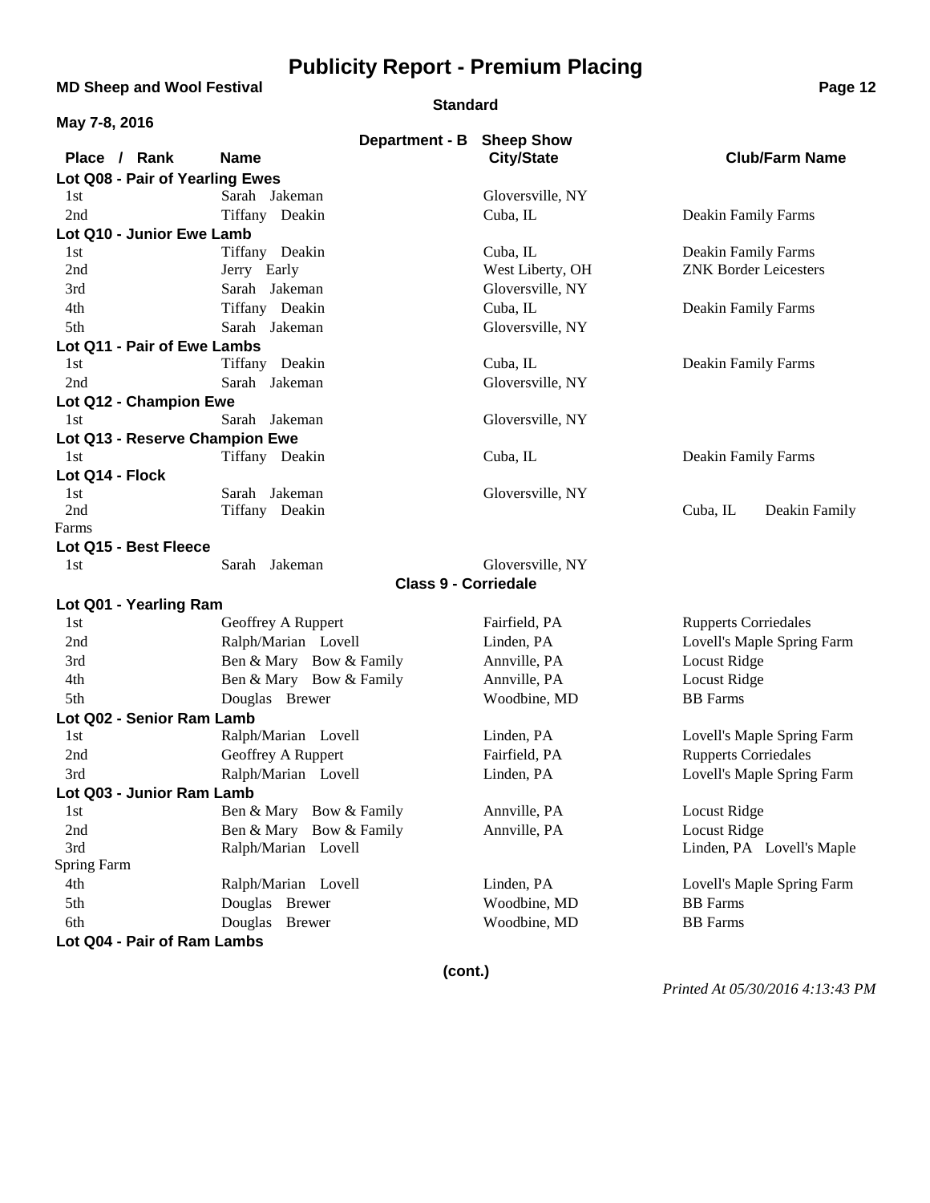# Publicity Report - Premium Placing

**MD Sheep and Wool Festival**

**Standard**

**May 7-8, 2016**

**Department - B Sheep Show**

| Place / Rank | Name | City/State | Club/Farm Name |
|---|---|---|---|
| **Lot Q08 - Pair of Yearling Ewes** | | | |
| 1st | Sarah Jakeman | Gloversville, NY | |
| 2nd | Tiffany Deakin | Cuba, IL | Deakin Family Farms |
| **Lot Q10 - Junior Ewe Lamb** | | | |
| 1st | Tiffany Deakin | Cuba, IL | Deakin Family Farms |
| 2nd | Jerry Early | West Liberty, OH | ZNK Border Leicesters |
| 3rd | Sarah Jakeman | Gloversville, NY | |
| 4th | Tiffany Deakin | Cuba, IL | Deakin Family Farms |
| 5th | Sarah Jakeman | Gloversville, NY | |
| **Lot Q11 - Pair of Ewe Lambs** | | | |
| 1st | Tiffany Deakin | Cuba, IL | Deakin Family Farms |
| 2nd | Sarah Jakeman | Gloversville, NY | |
| **Lot Q12 - Champion Ewe** | | | |
| 1st | Sarah Jakeman | Gloversville, NY | |
| **Lot Q13 - Reserve Champion Ewe** | | | |
| 1st | Tiffany Deakin | Cuba, IL | Deakin Family Farms |
| **Lot Q14 - Flock** | | | |
| 1st | Sarah Jakeman | Gloversville, NY | |
| 2nd | Tiffany Deakin | Cuba, IL | Deakin Family Farms |
| **Lot Q15 - Best Fleece** | | | |
| 1st | Sarah Jakeman | Gloversville, NY | |

## Class 9 - Corriedale

| Place / Rank | Name | City/State | Club/Farm Name |
|---|---|---|---|
| **Lot Q01 - Yearling Ram** | | | |
| 1st | Geoffrey A Ruppert | Fairfield, PA | Rupperts Corriedales |
| 2nd | Ralph/Marian Lovell | Linden, PA | Lovell's Maple Spring Farm |
| 3rd | Ben & Mary Bow & Family | Annville, PA | Locust Ridge |
| 4th | Ben & Mary Bow & Family | Annville, PA | Locust Ridge |
| 5th | Douglas Brewer | Woodbine, MD | BB Farms |
| **Lot Q02 - Senior Ram Lamb** | | | |
| 1st | Ralph/Marian Lovell | Linden, PA | Lovell's Maple Spring Farm |
| 2nd | Geoffrey A Ruppert | Fairfield, PA | Rupperts Corriedales |
| 3rd | Ralph/Marian Lovell | Linden, PA | Lovell's Maple Spring Farm |
| **Lot Q03 - Junior Ram Lamb** | | | |
| 1st | Ben & Mary Bow & Family | Annville, PA | Locust Ridge |
| 2nd | Ben & Mary Bow & Family | Annville, PA | Locust Ridge |
| 3rd | Ralph/Marian Lovell | Linden, PA | Lovell's Maple Spring Farm |
| 4th | Ralph/Marian Lovell | Linden, PA | Lovell's Maple Spring Farm |
| 5th | Douglas Brewer | Woodbine, MD | BB Farms |
| 6th | Douglas Brewer | Woodbine, MD | BB Farms |
| **Lot Q04 - Pair of Ram Lambs** | | | |

(cont.)

*Printed At 05/30/2016 4:13:43 PM*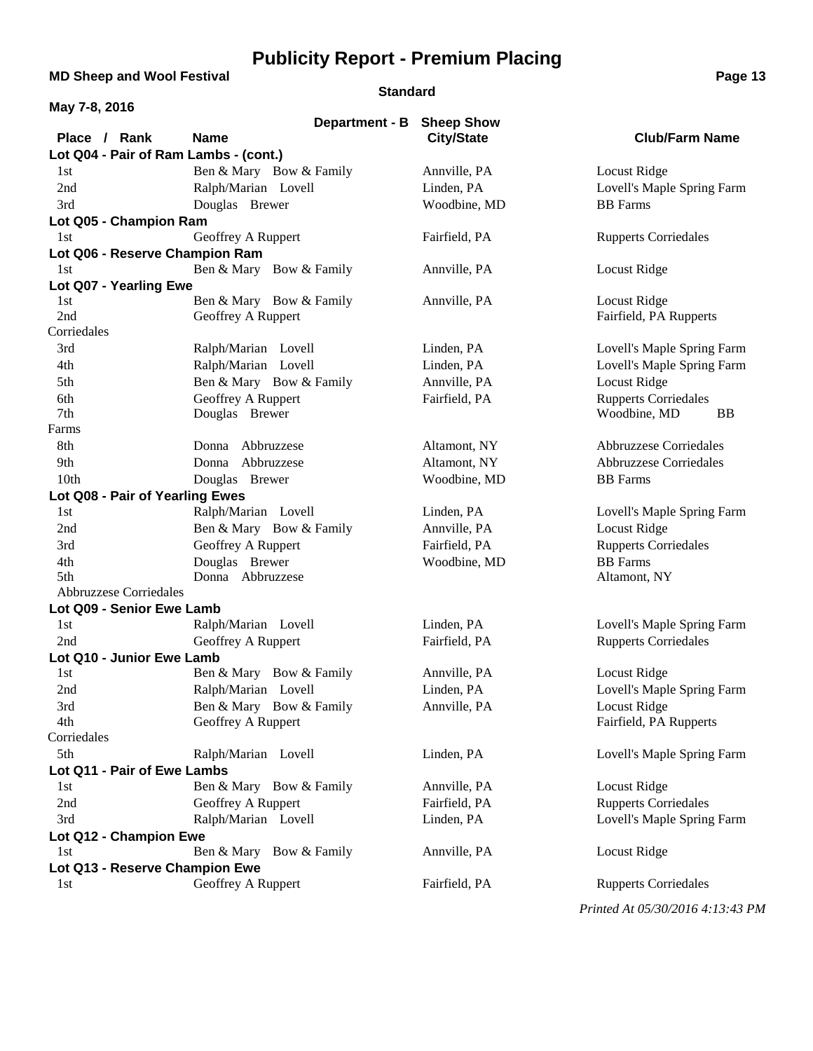# Publicity Report - Premium Placing

**MD Sheep and Wool Festival**

**Standard**

**May 7-8, 2016**

**Department - B Sheep Show**

| Place / Rank | Name | City/State | Club/Farm Name |
|---|---|---|---|
| **Lot Q04 - Pair of Ram Lambs - (cont.)** | | | |
| 1st | Ben & Mary Bow & Family | Annville, PA | Locust Ridge |
| 2nd | Ralph/Marian Lovell | Linden, PA | Lovell's Maple Spring Farm |
| 3rd | Douglas Brewer | Woodbine, MD | BB Farms |
| **Lot Q05 - Champion Ram** | | | |
| 1st | Geoffrey A Ruppert | Fairfield, PA | Rupperts Corriedales |
| **Lot Q06 - Reserve Champion Ram** | | | |
| 1st | Ben & Mary Bow & Family | Annville, PA | Locust Ridge |
| **Lot Q07 - Yearling Ewe** | | | |
| 1st | Ben & Mary Bow & Family | Annville, PA | Locust Ridge |
| 2nd | Geoffrey A Ruppert | | Fairfield, PA Rupperts Corriedales |
| 3rd | Ralph/Marian Lovell | Linden, PA | Lovell's Maple Spring Farm |
| 4th | Ralph/Marian Lovell | Linden, PA | Lovell's Maple Spring Farm |
| 5th | Ben & Mary Bow & Family | Annville, PA | Locust Ridge |
| 6th | Geoffrey A Ruppert | Fairfield, PA | Rupperts Corriedales |
| 7th | Douglas Brewer | | Woodbine, MD BB Farms |
| 8th | Donna Abbruzzese | Altamont, NY | Abbruzzese Corriedales |
| 9th | Donna Abbruzzese | Altamont, NY | Abbruzzese Corriedales |
| 10th | Douglas Brewer | Woodbine, MD | BB Farms |
| **Lot Q08 - Pair of Yearling Ewes** | | | |
| 1st | Ralph/Marian Lovell | Linden, PA | Lovell's Maple Spring Farm |
| 2nd | Ben & Mary Bow & Family | Annville, PA | Locust Ridge |
| 3rd | Geoffrey A Ruppert | Fairfield, PA | Rupperts Corriedales |
| 4th | Douglas Brewer | Woodbine, MD | BB Farms |
| 5th | Donna Abbruzzese | | Altamont, NY Abbruzzese Corriedales |
| **Lot Q09 - Senior Ewe Lamb** | | | |
| 1st | Ralph/Marian Lovell | Linden, PA | Lovell's Maple Spring Farm |
| 2nd | Geoffrey A Ruppert | Fairfield, PA | Rupperts Corriedales |
| **Lot Q10 - Junior Ewe Lamb** | | | |
| 1st | Ben & Mary Bow & Family | Annville, PA | Locust Ridge |
| 2nd | Ralph/Marian Lovell | Linden, PA | Lovell's Maple Spring Farm |
| 3rd | Ben & Mary Bow & Family | Annville, PA | Locust Ridge |
| 4th | Geoffrey A Ruppert | | Fairfield, PA Rupperts Corriedales |
| 5th | Ralph/Marian Lovell | Linden, PA | Lovell's Maple Spring Farm |
| **Lot Q11 - Pair of Ewe Lambs** | | | |
| 1st | Ben & Mary Bow & Family | Annville, PA | Locust Ridge |
| 2nd | Geoffrey A Ruppert | Fairfield, PA | Rupperts Corriedales |
| 3rd | Ralph/Marian Lovell | Linden, PA | Lovell's Maple Spring Farm |
| **Lot Q12 - Champion Ewe** | | | |
| 1st | Ben & Mary Bow & Family | Annville, PA | Locust Ridge |
| **Lot Q13 - Reserve Champion Ewe** | | | |
| 1st | Geoffrey A Ruppert | Fairfield, PA | Rupperts Corriedales |

*Printed At 05/30/2016 4:13:43 PM*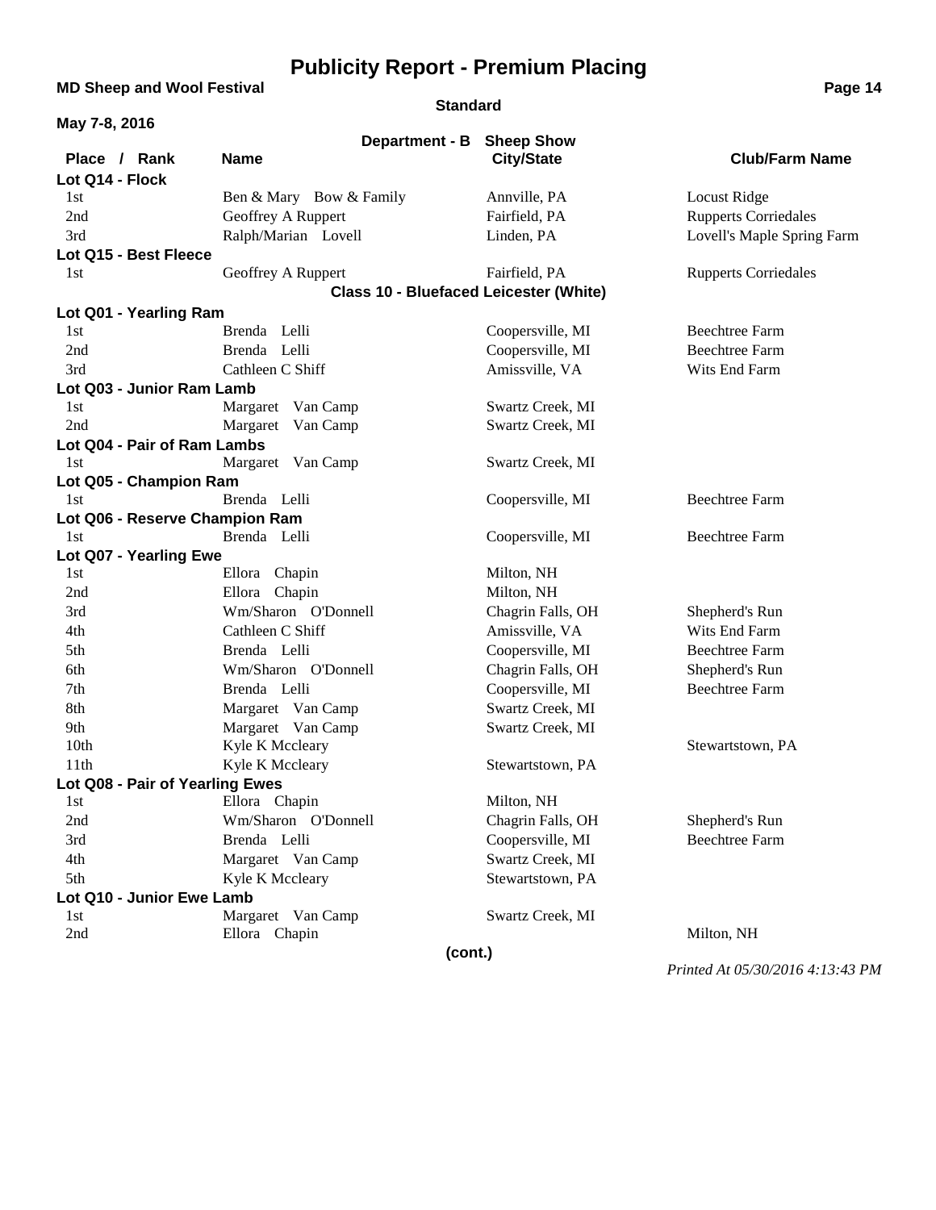# Publicity Report - Premium Placing

**MD Sheep and Wool Festival**

**Standard**

**May 7-8, 2016**

**Department - B Sheep Show**

| Place / Rank | Name | City/State | Club/Farm Name |
|---|---|---|---|
| **Lot Q14 - Flock** | | | |
| 1st | Ben & Mary Bow & Family | Annville, PA | Locust Ridge |
| 2nd | Geoffrey A Ruppert | Fairfield, PA | Rupperts Corriedales |
| 3rd | Ralph/Marian Lovell | Linden, PA | Lovell's Maple Spring Farm |
| **Lot Q15 - Best Fleece** | | | |
| 1st | Geoffrey A Ruppert | Fairfield, PA | Rupperts Corriedales |

**Class 10 - Bluefaced Leicester (White)**

| Place / Rank | Name | City/State | Club/Farm Name |
|---|---|---|---|
| **Lot Q01 - Yearling Ram** | | | |
| 1st | Brenda Lelli | Coopersville, MI | Beechtree Farm |
| 2nd | Brenda Lelli | Coopersville, MI | Beechtree Farm |
| 3rd | Cathleen C Shiff | Amissville, VA | Wits End Farm |
| **Lot Q03 - Junior Ram Lamb** | | | |
| 1st | Margaret Van Camp | Swartz Creek, MI | |
| 2nd | Margaret Van Camp | Swartz Creek, MI | |
| **Lot Q04 - Pair of Ram Lambs** | | | |
| 1st | Margaret Van Camp | Swartz Creek, MI | |
| **Lot Q05 - Champion Ram** | | | |
| 1st | Brenda Lelli | Coopersville, MI | Beechtree Farm |
| **Lot Q06 - Reserve Champion Ram** | | | |
| 1st | Brenda Lelli | Coopersville, MI | Beechtree Farm |
| **Lot Q07 - Yearling Ewe** | | | |
| 1st | Ellora Chapin | Milton, NH | |
| 2nd | Ellora Chapin | Milton, NH | |
| 3rd | Wm/Sharon O'Donnell | Chagrin Falls, OH | Shepherd's Run |
| 4th | Cathleen C Shiff | Amissville, VA | Wits End Farm |
| 5th | Brenda Lelli | Coopersville, MI | Beechtree Farm |
| 6th | Wm/Sharon O'Donnell | Chagrin Falls, OH | Shepherd's Run |
| 7th | Brenda Lelli | Coopersville, MI | Beechtree Farm |
| 8th | Margaret Van Camp | Swartz Creek, MI | |
| 9th | Margaret Van Camp | Swartz Creek, MI | |
| 10th | Kyle K Mccleary | | Stewartstown, PA |
| 11th | Kyle K Mccleary | Stewartstown, PA | |
| **Lot Q08 - Pair of Yearling Ewes** | | | |
| 1st | Ellora Chapin | Milton, NH | |
| 2nd | Wm/Sharon O'Donnell | Chagrin Falls, OH | Shepherd's Run |
| 3rd | Brenda Lelli | Coopersville, MI | Beechtree Farm |
| 4th | Margaret Van Camp | Swartz Creek, MI | |
| 5th | Kyle K Mccleary | Stewartstown, PA | |
| **Lot Q10 - Junior Ewe Lamb** | | | |
| 1st | Margaret Van Camp | Swartz Creek, MI | |
| 2nd | Ellora Chapin | | Milton, NH |

**(cont.)**

*Printed At 05/30/2016 4:13:43 PM*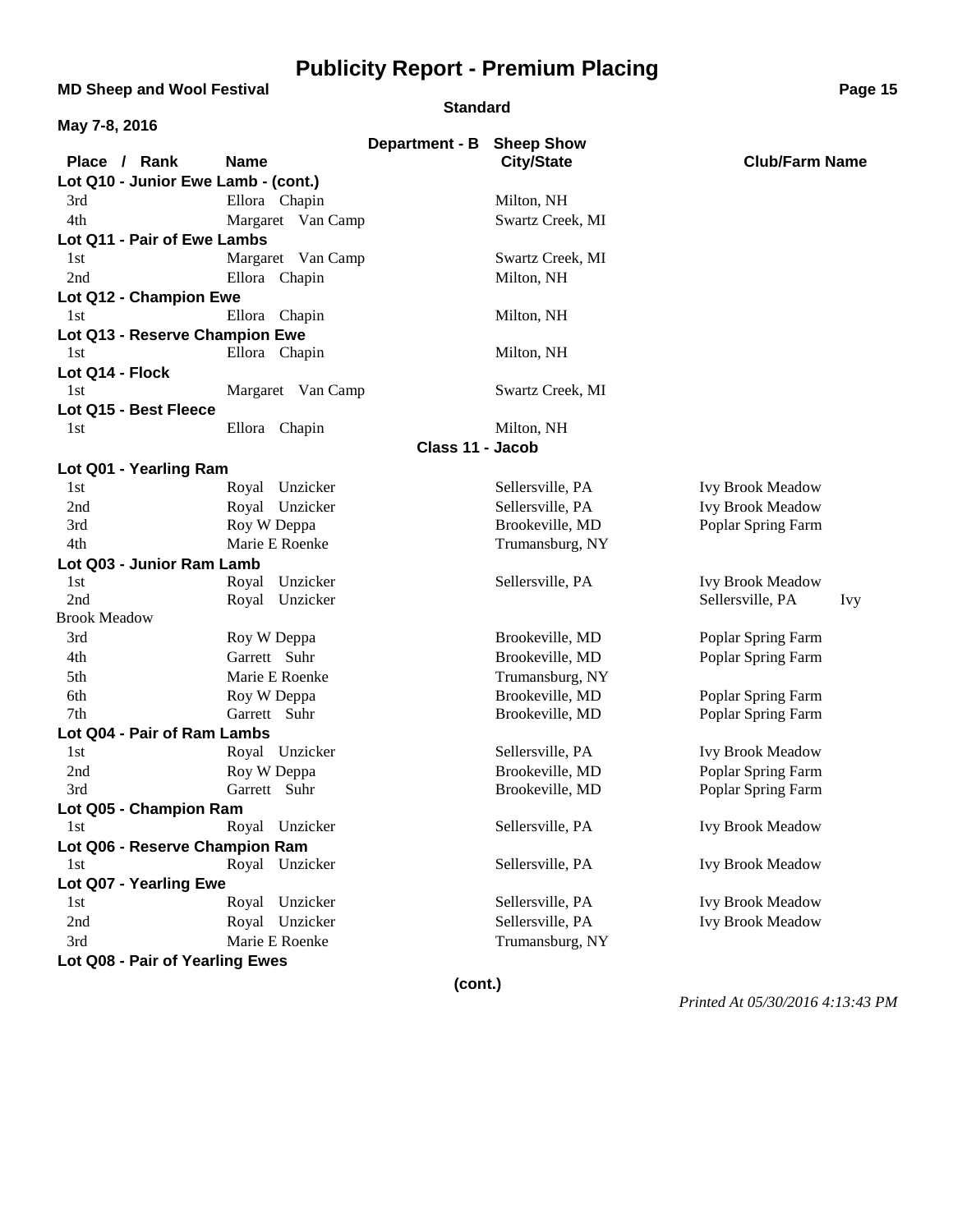# Publicity Report - Premium Placing

**MD Sheep and Wool Festival**

**Standard**

**May 7-8, 2016**

**Department - B Sheep Show**

| Place / Rank | Name | City/State | Club/Farm Name |
|---|---|---|---|
| **Lot Q10 - Junior Ewe Lamb - (cont.)** | | | |
| 3rd | Ellora Chapin | Milton, NH | |
| 4th | Margaret Van Camp | Swartz Creek, MI | |
| **Lot Q11 - Pair of Ewe Lambs** | | | |
| 1st | Margaret Van Camp | Swartz Creek, MI | |
| 2nd | Ellora Chapin | Milton, NH | |
| **Lot Q12 - Champion Ewe** | | | |
| 1st | Ellora Chapin | Milton, NH | |
| **Lot Q13 - Reserve Champion Ewe** | | | |
| 1st | Ellora Chapin | Milton, NH | |
| **Lot Q14 - Flock** | | | |
| 1st | Margaret Van Camp | Swartz Creek, MI | |
| **Lot Q15 - Best Fleece** | | | |
| 1st | Ellora Chapin | Milton, NH | |

**Class 11 - Jacob**

| Place / Rank | Name | City/State | Club/Farm Name |
|---|---|---|---|
| **Lot Q01 - Yearling Ram** | | | |
| 1st | Royal Unzicker | Sellersville, PA | Ivy Brook Meadow |
| 2nd | Royal Unzicker | Sellersville, PA | Ivy Brook Meadow |
| 3rd | Roy W Deppa | Brookeville, MD | Poplar Spring Farm |
| 4th | Marie E Roenke | Trumansburg, NY | |
| **Lot Q03 - Junior Ram Lamb** | | | |
| 1st | Royal Unzicker | Sellersville, PA | Ivy Brook Meadow |
| 2nd | Royal Unzicker | | Sellersville, PA Ivy Brook Meadow |
| 3rd | Roy W Deppa | Brookeville, MD | Poplar Spring Farm |
| 4th | Garrett Suhr | Brookeville, MD | Poplar Spring Farm |
| 5th | Marie E Roenke | Trumansburg, NY | |
| 6th | Roy W Deppa | Brookeville, MD | Poplar Spring Farm |
| 7th | Garrett Suhr | Brookeville, MD | Poplar Spring Farm |
| **Lot Q04 - Pair of Ram Lambs** | | | |
| 1st | Royal Unzicker | Sellersville, PA | Ivy Brook Meadow |
| 2nd | Roy W Deppa | Brookeville, MD | Poplar Spring Farm |
| 3rd | Garrett Suhr | Brookeville, MD | Poplar Spring Farm |
| **Lot Q05 - Champion Ram** | | | |
| 1st | Royal Unzicker | Sellersville, PA | Ivy Brook Meadow |
| **Lot Q06 - Reserve Champion Ram** | | | |
| 1st | Royal Unzicker | Sellersville, PA | Ivy Brook Meadow |
| **Lot Q07 - Yearling Ewe** | | | |
| 1st | Royal Unzicker | Sellersville, PA | Ivy Brook Meadow |
| 2nd | Royal Unzicker | Sellersville, PA | Ivy Brook Meadow |
| 3rd | Marie E Roenke | Trumansburg, NY | |
| **Lot Q08 - Pair of Yearling Ewes** | | | |

**(cont.)**

*Printed At 05/30/2016 4:13:43 PM*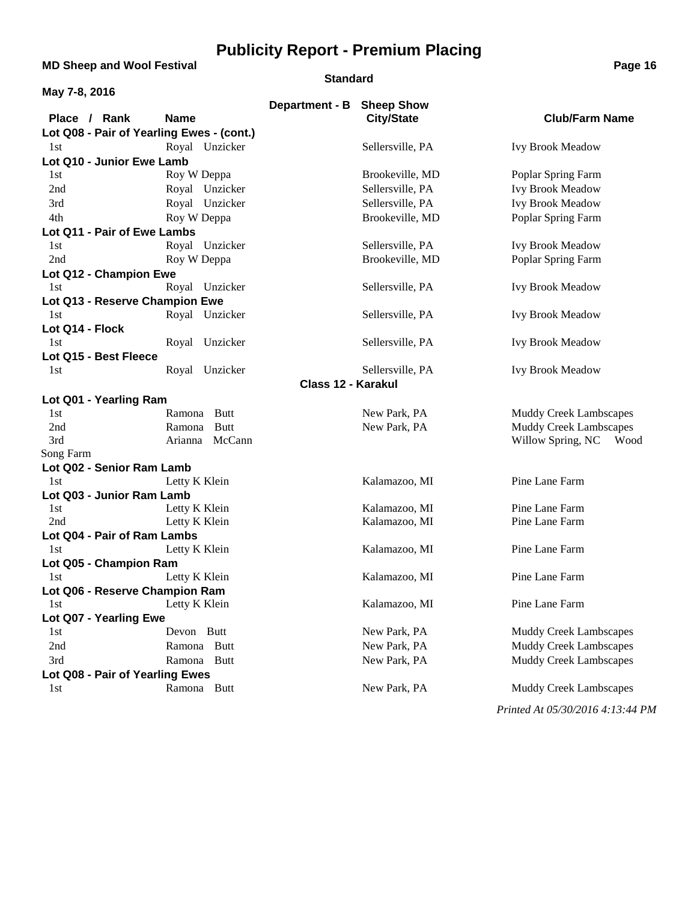# Publicity Report - Premium Placing

**MD Sheep and Wool Festival**

**Standard**

**May 7-8, 2016**

**Department - B Sheep Show**

| Place / Rank | Name | City/State | Club/Farm Name |
|---|---|---|---|
| **Lot Q08 - Pair of Yearling Ewes - (cont.)** | | | |
| 1st | Royal Unzicker | Sellersville, PA | Ivy Brook Meadow |
| **Lot Q10 - Junior Ewe Lamb** | | | |
| 1st | Roy W Deppa | Brookeville, MD | Poplar Spring Farm |
| 2nd | Royal Unzicker | Sellersville, PA | Ivy Brook Meadow |
| 3rd | Royal Unzicker | Sellersville, PA | Ivy Brook Meadow |
| 4th | Roy W Deppa | Brookeville, MD | Poplar Spring Farm |
| **Lot Q11 - Pair of Ewe Lambs** | | | |
| 1st | Royal Unzicker | Sellersville, PA | Ivy Brook Meadow |
| 2nd | Roy W Deppa | Brookeville, MD | Poplar Spring Farm |
| **Lot Q12 - Champion Ewe** | | | |
| 1st | Royal Unzicker | Sellersville, PA | Ivy Brook Meadow |
| **Lot Q13 - Reserve Champion Ewe** | | | |
| 1st | Royal Unzicker | Sellersville, PA | Ivy Brook Meadow |
| **Lot Q14 - Flock** | | | |
| 1st | Royal Unzicker | Sellersville, PA | Ivy Brook Meadow |
| **Lot Q15 - Best Fleece** | | | |
| 1st | Royal Unzicker | Sellersville, PA | Ivy Brook Meadow |

**Class 12 - Karakul**

| Place / Rank | Name | City/State | Club/Farm Name |
|---|---|---|---|
| **Lot Q01 - Yearling Ram** | | | |
| 1st | Ramona Butt | New Park, PA | Muddy Creek Lambscapes |
| 2nd | Ramona Butt | New Park, PA | Muddy Creek Lambscapes |
| 3rd | Arianna McCann | | Willow Spring, NC Wood Song Farm |
| **Lot Q02 - Senior Ram Lamb** | | | |
| 1st | Letty K Klein | Kalamazoo, MI | Pine Lane Farm |
| **Lot Q03 - Junior Ram Lamb** | | | |
| 1st | Letty K Klein | Kalamazoo, MI | Pine Lane Farm |
| 2nd | Letty K Klein | Kalamazoo, MI | Pine Lane Farm |
| **Lot Q04 - Pair of Ram Lambs** | | | |
| 1st | Letty K Klein | Kalamazoo, MI | Pine Lane Farm |
| **Lot Q05 - Champion Ram** | | | |
| 1st | Letty K Klein | Kalamazoo, MI | Pine Lane Farm |
| **Lot Q06 - Reserve Champion Ram** | | | |
| 1st | Letty K Klein | Kalamazoo, MI | Pine Lane Farm |
| **Lot Q07 - Yearling Ewe** | | | |
| 1st | Devon Butt | New Park, PA | Muddy Creek Lambscapes |
| 2nd | Ramona Butt | New Park, PA | Muddy Creek Lambscapes |
| 3rd | Ramona Butt | New Park, PA | Muddy Creek Lambscapes |
| **Lot Q08 - Pair of Yearling Ewes** | | | |
| 1st | Ramona Butt | New Park, PA | Muddy Creek Lambscapes |

*Printed At 05/30/2016 4:13:44 PM*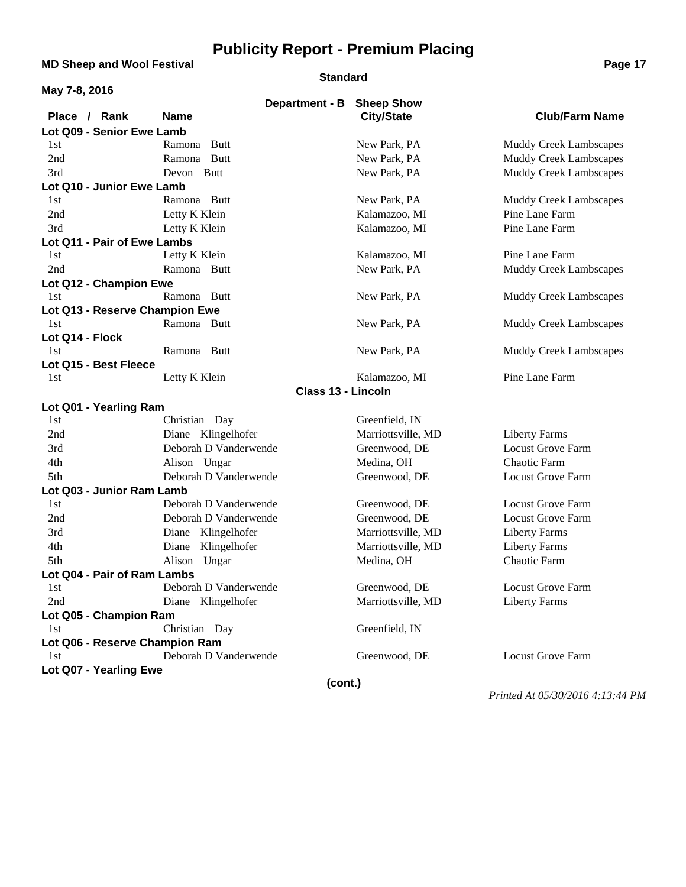# Publicity Report - Premium Placing

**MD Sheep and Wool Festival**

**Standard**

**May 7-8, 2016**

**Department - B Sheep Show**

| Place / Rank | Name | City/State | Club/Farm Name |
|---|---|---|---|
| **Lot Q09 - Senior Ewe Lamb** | | | |
| 1st | Ramona Butt | New Park, PA | Muddy Creek Lambscapes |
| 2nd | Ramona Butt | New Park, PA | Muddy Creek Lambscapes |
| 3rd | Devon Butt | New Park, PA | Muddy Creek Lambscapes |
| **Lot Q10 - Junior Ewe Lamb** | | | |
| 1st | Ramona Butt | New Park, PA | Muddy Creek Lambscapes |
| 2nd | Letty K Klein | Kalamazoo, MI | Pine Lane Farm |
| 3rd | Letty K Klein | Kalamazoo, MI | Pine Lane Farm |
| **Lot Q11 - Pair of Ewe Lambs** | | | |
| 1st | Letty K Klein | Kalamazoo, MI | Pine Lane Farm |
| 2nd | Ramona Butt | New Park, PA | Muddy Creek Lambscapes |
| **Lot Q12 - Champion Ewe** | | | |
| 1st | Ramona Butt | New Park, PA | Muddy Creek Lambscapes |
| **Lot Q13 - Reserve Champion Ewe** | | | |
| 1st | Ramona Butt | New Park, PA | Muddy Creek Lambscapes |
| **Lot Q14 - Flock** | | | |
| 1st | Ramona Butt | New Park, PA | Muddy Creek Lambscapes |
| **Lot Q15 - Best Fleece** | | | |
| 1st | Letty K Klein | Kalamazoo, MI | Pine Lane Farm |

**Class 13 - Lincoln**

| Place / Rank | Name | City/State | Club/Farm Name |
|---|---|---|---|
| **Lot Q01 - Yearling Ram** | | | |
| 1st | Christian Day | Greenfield, IN | |
| 2nd | Diane Klingelhofer | Marriottsville, MD | Liberty Farms |
| 3rd | Deborah D Vanderwende | Greenwood, DE | Locust Grove Farm |
| 4th | Alison Ungar | Medina, OH | Chaotic Farm |
| 5th | Deborah D Vanderwende | Greenwood, DE | Locust Grove Farm |
| **Lot Q03 - Junior Ram Lamb** | | | |
| 1st | Deborah D Vanderwende | Greenwood, DE | Locust Grove Farm |
| 2nd | Deborah D Vanderwende | Greenwood, DE | Locust Grove Farm |
| 3rd | Diane Klingelhofer | Marriottsville, MD | Liberty Farms |
| 4th | Diane Klingelhofer | Marriottsville, MD | Liberty Farms |
| 5th | Alison Ungar | Medina, OH | Chaotic Farm |
| **Lot Q04 - Pair of Ram Lambs** | | | |
| 1st | Deborah D Vanderwende | Greenwood, DE | Locust Grove Farm |
| 2nd | Diane Klingelhofer | Marriottsville, MD | Liberty Farms |
| **Lot Q05 - Champion Ram** | | | |
| 1st | Christian Day | Greenfield, IN | |
| **Lot Q06 - Reserve Champion Ram** | | | |
| 1st | Deborah D Vanderwende | Greenwood, DE | Locust Grove Farm |
| **Lot Q07 - Yearling Ewe** | | | |

**(cont.)**

*Printed At 05/30/2016 4:13:44 PM*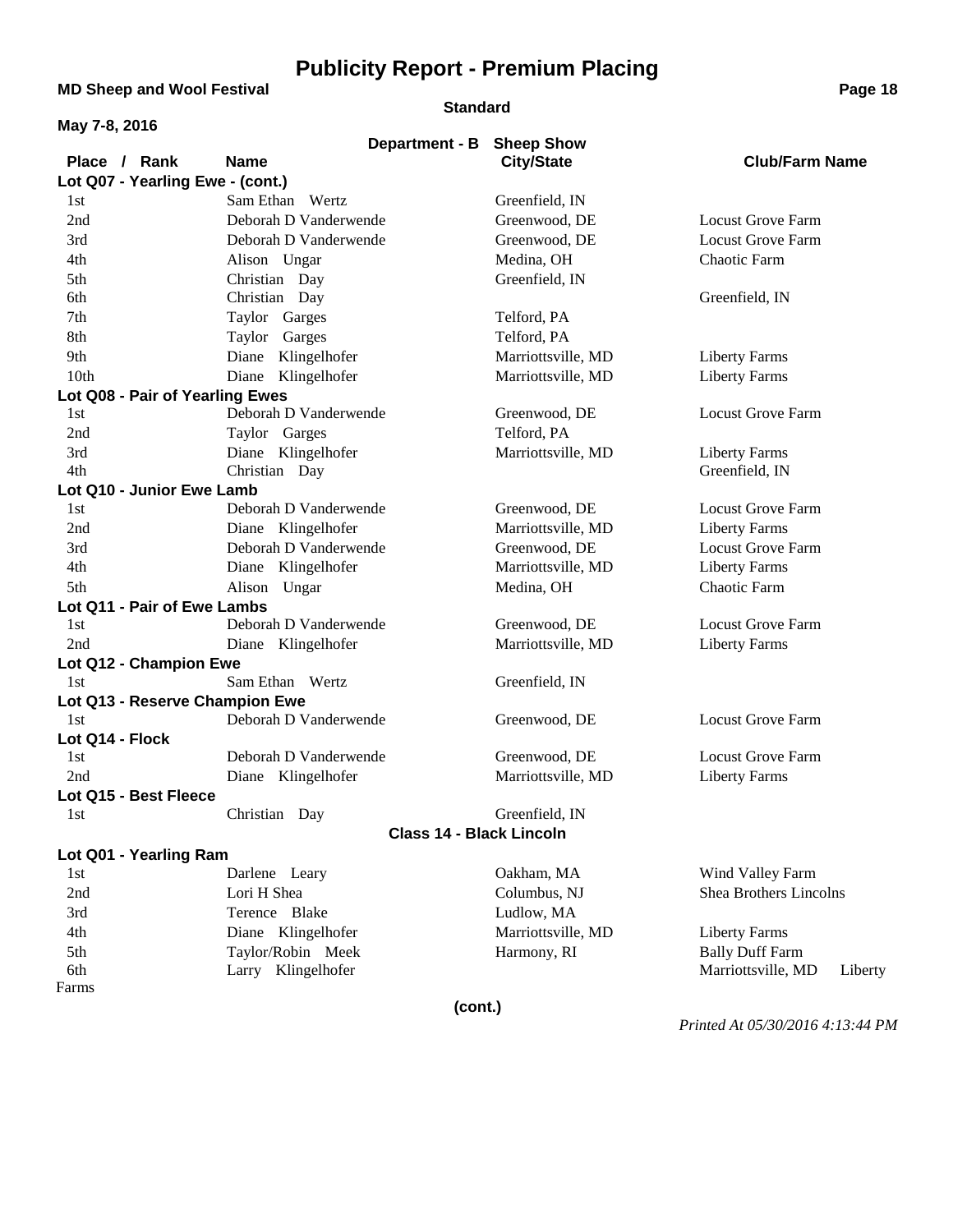# Publicity Report - Premium Placing

**MD Sheep and Wool Festival**

**Standard**

**May 7-8, 2016**

**Department - B Sheep Show**

| Place / Rank | Name | City/State | Club/Farm Name |
|---|---|---|---|
| **Lot Q07 - Yearling Ewe - (cont.)** | | | |
| 1st | Sam Ethan Wertz | Greenfield, IN | |
| 2nd | Deborah D Vanderwende | Greenwood, DE | Locust Grove Farm |
| 3rd | Deborah D Vanderwende | Greenwood, DE | Locust Grove Farm |
| 4th | Alison Ungar | Medina, OH | Chaotic Farm |
| 5th | Christian Day | Greenfield, IN | |
| 6th | Christian Day | | Greenfield, IN |
| 7th | Taylor Garges | Telford, PA | |
| 8th | Taylor Garges | Telford, PA | |
| 9th | Diane Klingelhofer | Marriottsville, MD | Liberty Farms |
| 10th | Diane Klingelhofer | Marriottsville, MD | Liberty Farms |
| **Lot Q08 - Pair of Yearling Ewes** | | | |
| 1st | Deborah D Vanderwende | Greenwood, DE | Locust Grove Farm |
| 2nd | Taylor Garges | Telford, PA | |
| 3rd | Diane Klingelhofer | Marriottsville, MD | Liberty Farms |
| 4th | Christian Day | | Greenfield, IN |
| **Lot Q10 - Junior Ewe Lamb** | | | |
| 1st | Deborah D Vanderwende | Greenwood, DE | Locust Grove Farm |
| 2nd | Diane Klingelhofer | Marriottsville, MD | Liberty Farms |
| 3rd | Deborah D Vanderwende | Greenwood, DE | Locust Grove Farm |
| 4th | Diane Klingelhofer | Marriottsville, MD | Liberty Farms |
| 5th | Alison Ungar | Medina, OH | Chaotic Farm |
| **Lot Q11 - Pair of Ewe Lambs** | | | |
| 1st | Deborah D Vanderwende | Greenwood, DE | Locust Grove Farm |
| 2nd | Diane Klingelhofer | Marriottsville, MD | Liberty Farms |
| **Lot Q12 - Champion Ewe** | | | |
| 1st | Sam Ethan Wertz | Greenfield, IN | |
| **Lot Q13 - Reserve Champion Ewe** | | | |
| 1st | Deborah D Vanderwende | Greenwood, DE | Locust Grove Farm |
| **Lot Q14 - Flock** | | | |
| 1st | Deborah D Vanderwende | Greenwood, DE | Locust Grove Farm |
| 2nd | Diane Klingelhofer | Marriottsville, MD | Liberty Farms |
| **Lot Q15 - Best Fleece** | | | |
| 1st | Christian Day | Greenfield, IN | |

**Class 14 - Black Lincoln**

| Place / Rank | Name | City/State | Club/Farm Name |
|---|---|---|---|
| **Lot Q01 - Yearling Ram** | | | |
| 1st | Darlene Leary | Oakham, MA | Wind Valley Farm |
| 2nd | Lori H Shea | Columbus, NJ | Shea Brothers Lincolns |
| 3rd | Terence Blake | Ludlow, MA | |
| 4th | Diane Klingelhofer | Marriottsville, MD | Liberty Farms |
| 5th | Taylor/Robin Meek | Harmony, RI | Bally Duff Farm |
| 6th | Larry Klingelhofer | | Marriottsville, MD Liberty Farms |

**(cont.)**

*Printed At 05/30/2016 4:13:44 PM*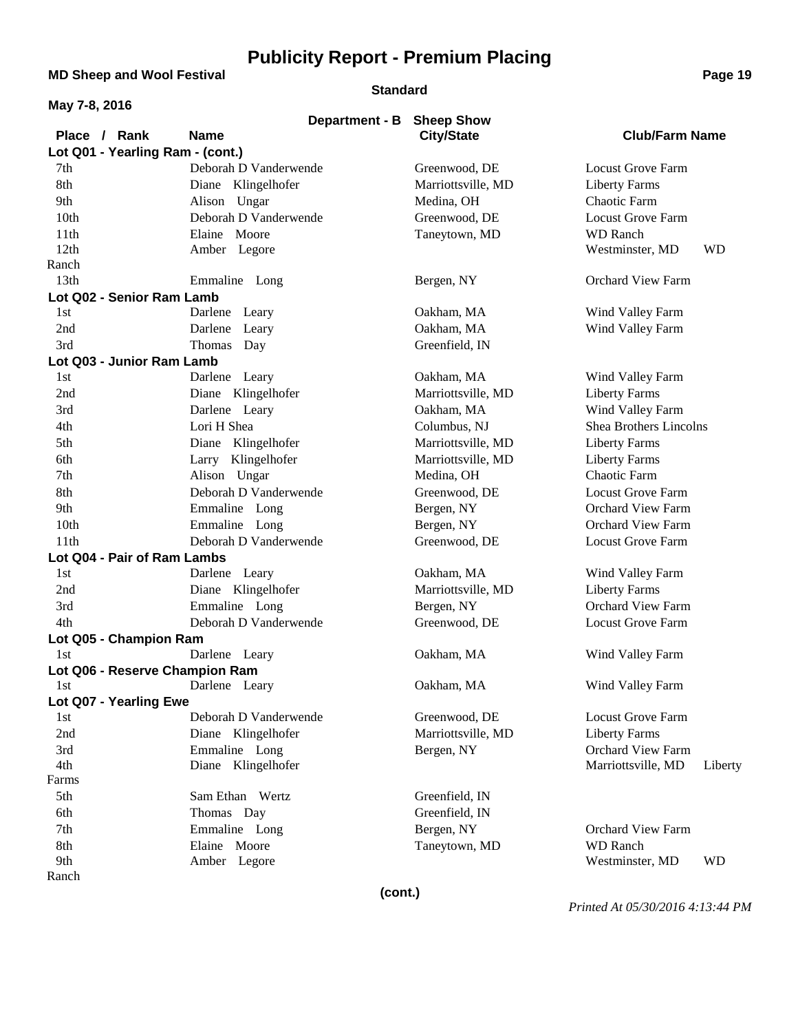# Publicity Report - Premium Placing

**MD Sheep and Wool Festival**

**Standard**

**May 7-8, 2016**

**Department - B Sheep Show**

| Place / Rank | Name | City/State | Club/Farm Name |
|---|---|---|---|
| **Lot Q01 - Yearling Ram - (cont.)** | | | |
| 7th | Deborah D Vanderwende | Greenwood, DE | Locust Grove Farm |
| 8th | Diane Klingelhofer | Marriottsville, MD | Liberty Farms |
| 9th | Alison Ungar | Medina, OH | Chaotic Farm |
| 10th | Deborah D Vanderwende | Greenwood, DE | Locust Grove Farm |
| 11th | Elaine Moore | Taneytown, MD | WD Ranch |
| 12th | Amber Legore | Westminster, MD | WD Ranch |
| 13th | Emmaline Long | Bergen, NY | Orchard View Farm |
| **Lot Q02 - Senior Ram Lamb** | | | |
| 1st | Darlene Leary | Oakham, MA | Wind Valley Farm |
| 2nd | Darlene Leary | Oakham, MA | Wind Valley Farm |
| 3rd | Thomas Day | Greenfield, IN | |
| **Lot Q03 - Junior Ram Lamb** | | | |
| 1st | Darlene Leary | Oakham, MA | Wind Valley Farm |
| 2nd | Diane Klingelhofer | Marriottsville, MD | Liberty Farms |
| 3rd | Darlene Leary | Oakham, MA | Wind Valley Farm |
| 4th | Lori H Shea | Columbus, NJ | Shea Brothers Lincolns |
| 5th | Diane Klingelhofer | Marriottsville, MD | Liberty Farms |
| 6th | Larry Klingelhofer | Marriottsville, MD | Liberty Farms |
| 7th | Alison Ungar | Medina, OH | Chaotic Farm |
| 8th | Deborah D Vanderwende | Greenwood, DE | Locust Grove Farm |
| 9th | Emmaline Long | Bergen, NY | Orchard View Farm |
| 10th | Emmaline Long | Bergen, NY | Orchard View Farm |
| 11th | Deborah D Vanderwende | Greenwood, DE | Locust Grove Farm |
| **Lot Q04 - Pair of Ram Lambs** | | | |
| 1st | Darlene Leary | Oakham, MA | Wind Valley Farm |
| 2nd | Diane Klingelhofer | Marriottsville, MD | Liberty Farms |
| 3rd | Emmaline Long | Bergen, NY | Orchard View Farm |
| 4th | Deborah D Vanderwende | Greenwood, DE | Locust Grove Farm |
| **Lot Q05 - Champion Ram** | | | |
| 1st | Darlene Leary | Oakham, MA | Wind Valley Farm |
| **Lot Q06 - Reserve Champion Ram** | | | |
| 1st | Darlene Leary | Oakham, MA | Wind Valley Farm |
| **Lot Q07 - Yearling Ewe** | | | |
| 1st | Deborah D Vanderwende | Greenwood, DE | Locust Grove Farm |
| 2nd | Diane Klingelhofer | Marriottsville, MD | Liberty Farms |
| 3rd | Emmaline Long | Bergen, NY | Orchard View Farm |
| 4th | Diane Klingelhofer | Marriottsville, MD | Liberty Farms |
| 5th | Sam Ethan Wertz | Greenfield, IN | |
| 6th | Thomas Day | Greenfield, IN | |
| 7th | Emmaline Long | Bergen, NY | Orchard View Farm |
| 8th | Elaine Moore | Taneytown, MD | WD Ranch |
| 9th | Amber Legore | Westminster, MD | WD Ranch |

**(cont.)**

*Printed At 05/30/2016 4:13:44 PM*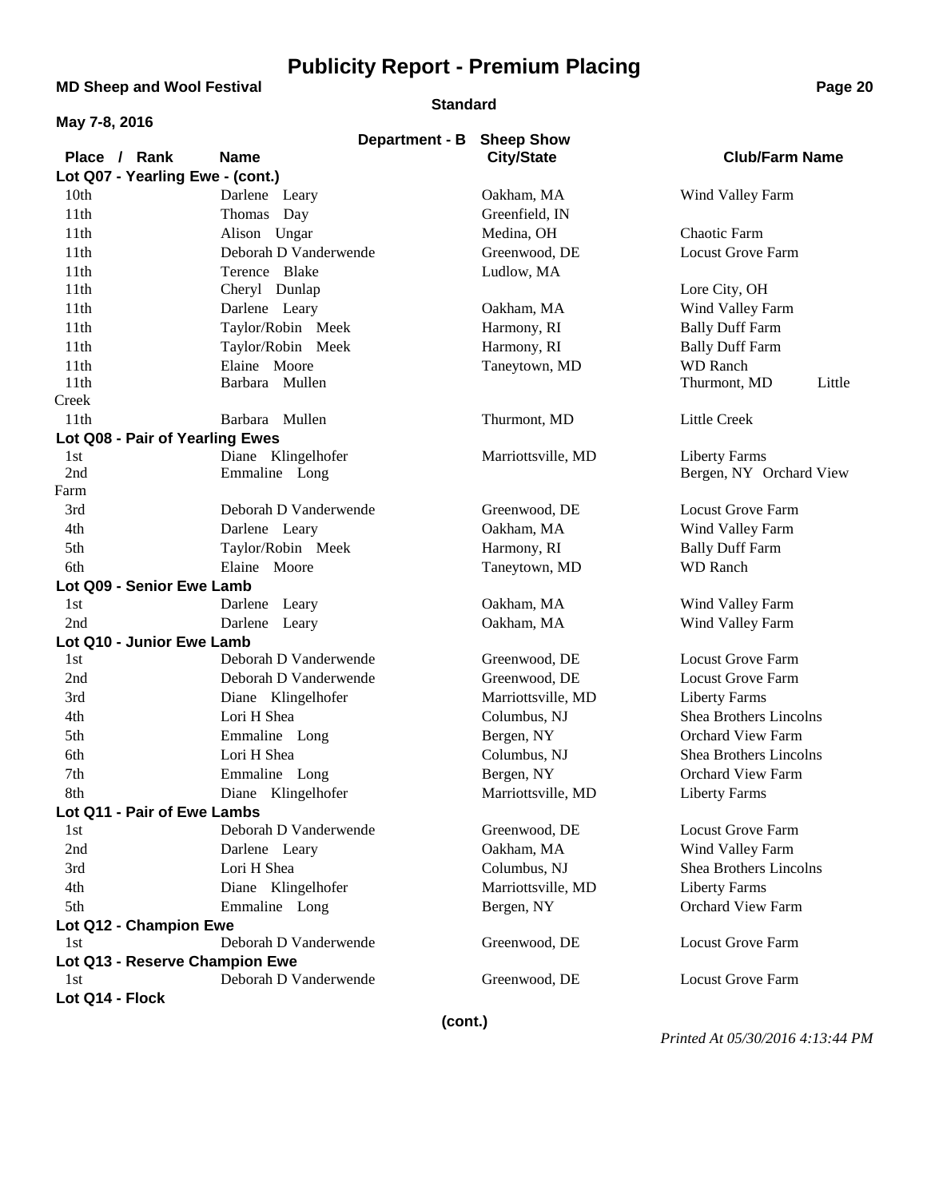# Publicity Report - Premium Placing

**MD Sheep and Wool Festival**

**Standard**

**May 7-8, 2016**

**Department - B Sheep Show**

| Place / Rank | Name | City/State | Club/Farm Name |
|---|---|---|---|
| **Lot Q07 - Yearling Ewe - (cont.)** | | | |
| 10th | Darlene Leary | Oakham, MA | Wind Valley Farm |
| 11th | Thomas Day | Greenfield, IN | |
| 11th | Alison Ungar | Medina, OH | Chaotic Farm |
| 11th | Deborah D Vanderwende | Greenwood, DE | Locust Grove Farm |
| 11th | Terence Blake | Ludlow, MA | |
| 11th | Cheryl Dunlap | | Lore City, OH |
| 11th | Darlene Leary | Oakham, MA | Wind Valley Farm |
| 11th | Taylor/Robin Meek | Harmony, RI | Bally Duff Farm |
| 11th | Taylor/Robin Meek | Harmony, RI | Bally Duff Farm |
| 11th | Elaine Moore | Taneytown, MD | WD Ranch |
| 11th | Barbara Mullen | | Thurmont, MD Little Creek |
| 11th | Barbara Mullen | Thurmont, MD | Little Creek |
| **Lot Q08 - Pair of Yearling Ewes** | | | |
| 1st | Diane Klingelhofer | Marriottsville, MD | Liberty Farms |
| 2nd | Emmaline Long | | Bergen, NY Orchard View Farm |
| 3rd | Deborah D Vanderwende | Greenwood, DE | Locust Grove Farm |
| 4th | Darlene Leary | Oakham, MA | Wind Valley Farm |
| 5th | Taylor/Robin Meek | Harmony, RI | Bally Duff Farm |
| 6th | Elaine Moore | Taneytown, MD | WD Ranch |
| **Lot Q09 - Senior Ewe Lamb** | | | |
| 1st | Darlene Leary | Oakham, MA | Wind Valley Farm |
| 2nd | Darlene Leary | Oakham, MA | Wind Valley Farm |
| **Lot Q10 - Junior Ewe Lamb** | | | |
| 1st | Deborah D Vanderwende | Greenwood, DE | Locust Grove Farm |
| 2nd | Deborah D Vanderwende | Greenwood, DE | Locust Grove Farm |
| 3rd | Diane Klingelhofer | Marriottsville, MD | Liberty Farms |
| 4th | Lori H Shea | Columbus, NJ | Shea Brothers Lincolns |
| 5th | Emmaline Long | Bergen, NY | Orchard View Farm |
| 6th | Lori H Shea | Columbus, NJ | Shea Brothers Lincolns |
| 7th | Emmaline Long | Bergen, NY | Orchard View Farm |
| 8th | Diane Klingelhofer | Marriottsville, MD | Liberty Farms |
| **Lot Q11 - Pair of Ewe Lambs** | | | |
| 1st | Deborah D Vanderwende | Greenwood, DE | Locust Grove Farm |
| 2nd | Darlene Leary | Oakham, MA | Wind Valley Farm |
| 3rd | Lori H Shea | Columbus, NJ | Shea Brothers Lincolns |
| 4th | Diane Klingelhofer | Marriottsville, MD | Liberty Farms |
| 5th | Emmaline Long | Bergen, NY | Orchard View Farm |
| **Lot Q12 - Champion Ewe** | | | |
| 1st | Deborah D Vanderwende | Greenwood, DE | Locust Grove Farm |
| **Lot Q13 - Reserve Champion Ewe** | | | |
| 1st | Deborah D Vanderwende | Greenwood, DE | Locust Grove Farm |
| **Lot Q14 - Flock** | | | |

**(cont.)**

*Printed At 05/30/2016 4:13:44 PM*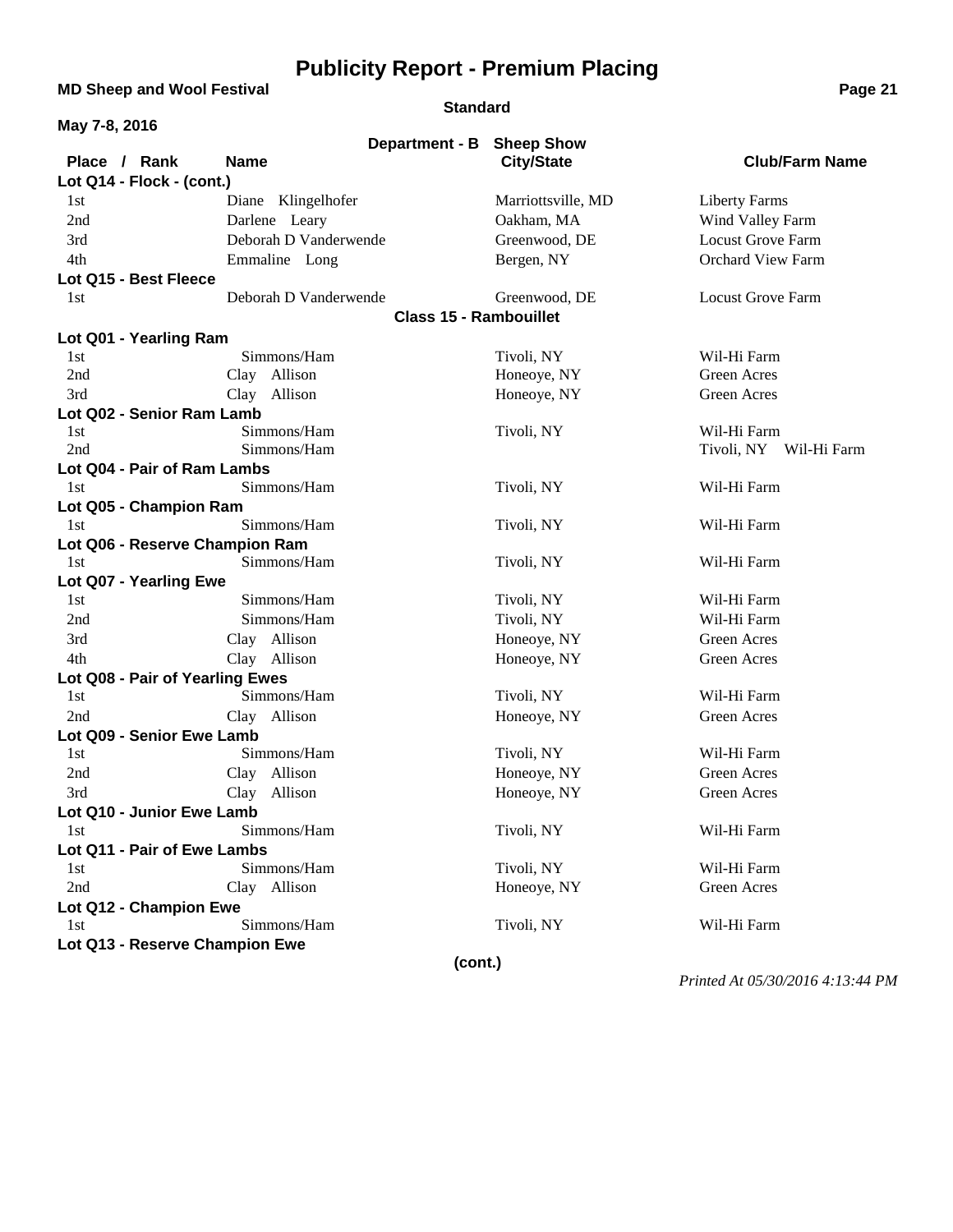# Publicity Report - Premium Placing

**MD Sheep and Wool Festival**

**Standard**

**May 7-8, 2016**

**Department - B Sheep Show**

| Place / Rank | Name | City/State | Club/Farm Name |
|---|---|---|---|
| **Lot Q14 - Flock - (cont.)** | | | |
| 1st | Diane Klingelhofer | Marriottsville, MD | Liberty Farms |
| 2nd | Darlene Leary | Oakham, MA | Wind Valley Farm |
| 3rd | Deborah D Vanderwende | Greenwood, DE | Locust Grove Farm |
| 4th | Emmaline Long | Bergen, NY | Orchard View Farm |
| **Lot Q15 - Best Fleece** | | | |
| 1st | Deborah D Vanderwende | Greenwood, DE | Locust Grove Farm |

**Class 15 - Rambouillet**

| Place / Rank | Name | City/State | Club/Farm Name |
|---|---|---|---|
| **Lot Q01 - Yearling Ram** | | | |
| 1st | Simmons/Ham | Tivoli, NY | Wil-Hi Farm |
| 2nd | Clay Allison | Honeoye, NY | Green Acres |
| 3rd | Clay Allison | Honeoye, NY | Green Acres |
| **Lot Q02 - Senior Ram Lamb** | | | |
| 1st | Simmons/Ham | Tivoli, NY | Wil-Hi Farm |
| 2nd | Simmons/Ham | | Tivoli, NY Wil-Hi Farm |
| **Lot Q04 - Pair of Ram Lambs** | | | |
| 1st | Simmons/Ham | Tivoli, NY | Wil-Hi Farm |
| **Lot Q05 - Champion Ram** | | | |
| 1st | Simmons/Ham | Tivoli, NY | Wil-Hi Farm |
| **Lot Q06 - Reserve Champion Ram** | | | |
| 1st | Simmons/Ham | Tivoli, NY | Wil-Hi Farm |
| **Lot Q07 - Yearling Ewe** | | | |
| 1st | Simmons/Ham | Tivoli, NY | Wil-Hi Farm |
| 2nd | Simmons/Ham | Tivoli, NY | Wil-Hi Farm |
| 3rd | Clay Allison | Honeoye, NY | Green Acres |
| 4th | Clay Allison | Honeoye, NY | Green Acres |
| **Lot Q08 - Pair of Yearling Ewes** | | | |
| 1st | Simmons/Ham | Tivoli, NY | Wil-Hi Farm |
| 2nd | Clay Allison | Honeoye, NY | Green Acres |
| **Lot Q09 - Senior Ewe Lamb** | | | |
| 1st | Simmons/Ham | Tivoli, NY | Wil-Hi Farm |
| 2nd | Clay Allison | Honeoye, NY | Green Acres |
| 3rd | Clay Allison | Honeoye, NY | Green Acres |
| **Lot Q10 - Junior Ewe Lamb** | | | |
| 1st | Simmons/Ham | Tivoli, NY | Wil-Hi Farm |
| **Lot Q11 - Pair of Ewe Lambs** | | | |
| 1st | Simmons/Ham | Tivoli, NY | Wil-Hi Farm |
| 2nd | Clay Allison | Honeoye, NY | Green Acres |
| **Lot Q12 - Champion Ewe** | | | |
| 1st | Simmons/Ham | Tivoli, NY | Wil-Hi Farm |
| **Lot Q13 - Reserve Champion Ewe** | | | |

**(cont.)**

*Printed At 05/30/2016 4:13:44 PM*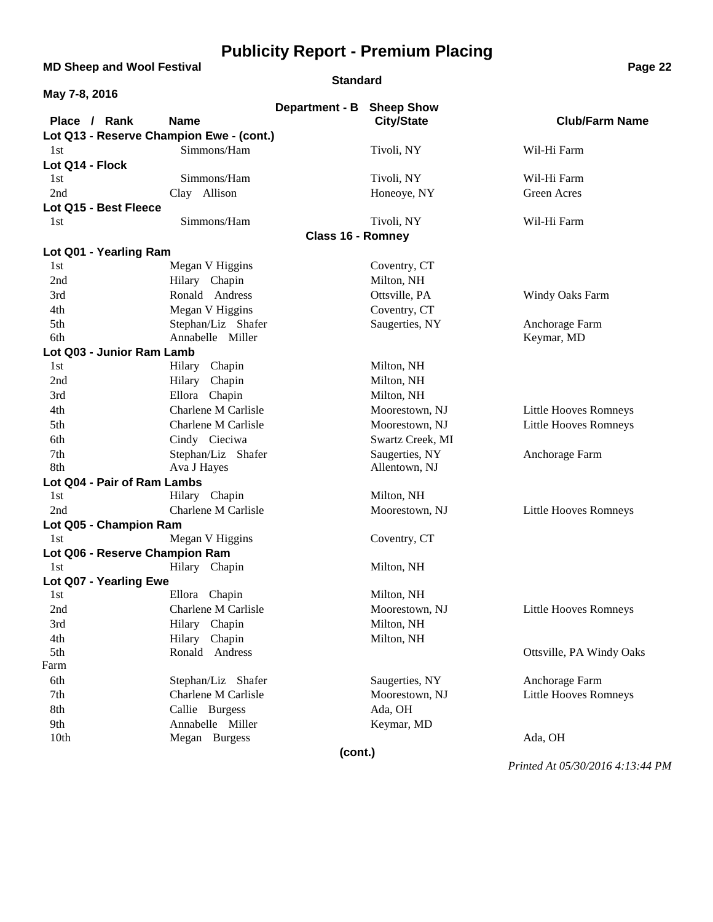# Publicity Report - Premium Placing

**MD Sheep and Wool Festival**

**Standard**

**May 7-8, 2016**

**Department - B Sheep Show**

| Place / Rank | Name | City/State | Club/Farm Name |
|---|---|---|---|
| **Lot Q13 - Reserve Champion Ewe - (cont.)** | | | |
| 1st | Simmons/Ham | Tivoli, NY | Wil-Hi Farm |
| **Lot Q14 - Flock** | | | |
| 1st | Simmons/Ham | Tivoli, NY | Wil-Hi Farm |
| 2nd | Clay Allison | Honeoye, NY | Green Acres |
| **Lot Q15 - Best Fleece** | | | |
| 1st | Simmons/Ham | Tivoli, NY | Wil-Hi Farm |
| **Class 16 - Romney** | | | |
| **Lot Q01 - Yearling Ram** | | | |
| 1st | Megan V Higgins | Coventry, CT | |
| 2nd | Hilary Chapin | Milton, NH | |
| 3rd | Ronald Andress | Ottsville, PA | Windy Oaks Farm |
| 4th | Megan V Higgins | Coventry, CT | |
| 5th | Stephan/Liz Shafer | Saugerties, NY | Anchorage Farm |
| 6th | Annabelle Miller | | Keymar, MD |
| **Lot Q03 - Junior Ram Lamb** | | | |
| 1st | Hilary Chapin | Milton, NH | |
| 2nd | Hilary Chapin | Milton, NH | |
| 3rd | Ellora Chapin | Milton, NH | |
| 4th | Charlene M Carlisle | Moorestown, NJ | Little Hooves Romneys |
| 5th | Charlene M Carlisle | Moorestown, NJ | Little Hooves Romneys |
| 6th | Cindy Cieciwa | Swartz Creek, MI | |
| 7th | Stephan/Liz Shafer | Saugerties, NY | Anchorage Farm |
| 8th | Ava J Hayes | Allentown, NJ | |
| **Lot Q04 - Pair of Ram Lambs** | | | |
| 1st | Hilary Chapin | Milton, NH | |
| 2nd | Charlene M Carlisle | Moorestown, NJ | Little Hooves Romneys |
| **Lot Q05 - Champion Ram** | | | |
| 1st | Megan V Higgins | Coventry, CT | |
| **Lot Q06 - Reserve Champion Ram** | | | |
| 1st | Hilary Chapin | Milton, NH | |
| **Lot Q07 - Yearling Ewe** | | | |
| 1st | Ellora Chapin | Milton, NH | |
| 2nd | Charlene M Carlisle | Moorestown, NJ | Little Hooves Romneys |
| 3rd | Hilary Chapin | Milton, NH | |
| 4th | Hilary Chapin | Milton, NH | |
| 5th Farm | Ronald Andress | | Ottsville, PA Windy Oaks |
| 6th | Stephan/Liz Shafer | Saugerties, NY | Anchorage Farm |
| 7th | Charlene M Carlisle | Moorestown, NJ | Little Hooves Romneys |
| 8th | Callie Burgess | Ada, OH | |
| 9th | Annabelle Miller | Keymar, MD | |
| 10th | Megan Burgess | | Ada, OH |

**(cont.)**

*Printed At 05/30/2016 4:13:44 PM*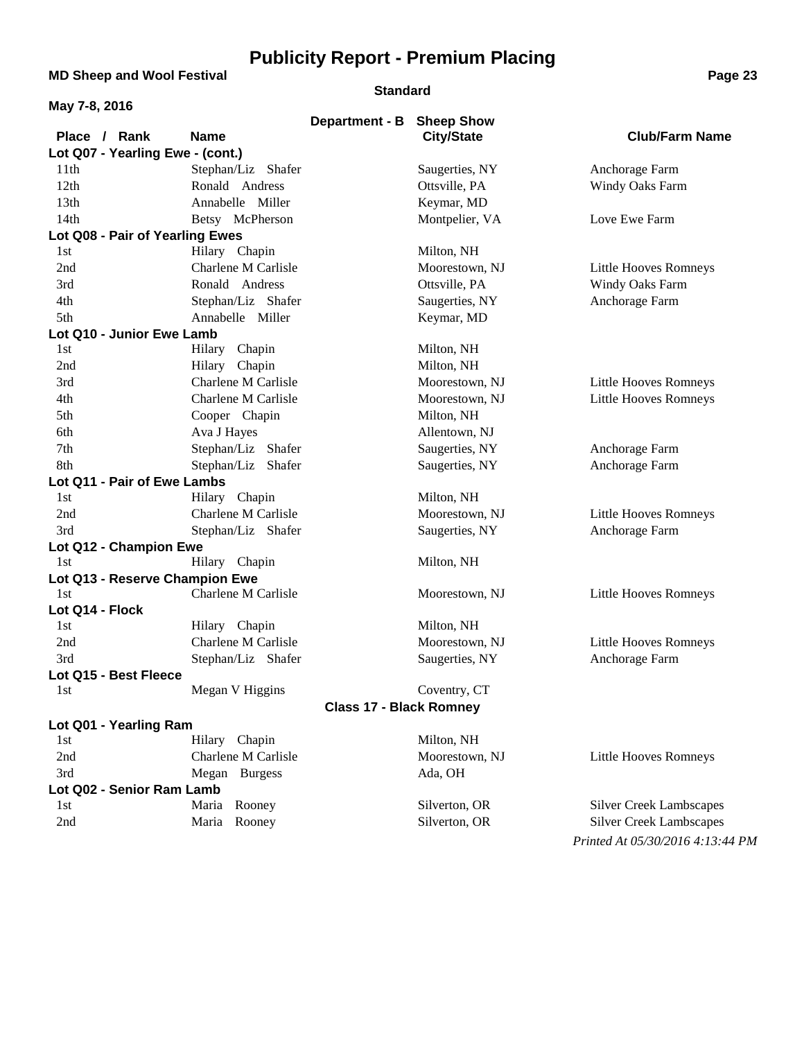# Publicity Report - Premium Placing

**MD Sheep and Wool Festival**

**Standard**

**May 7-8, 2016**

**Department - B Sheep Show**

| Place / Rank | Name | City/State | Club/Farm Name |
|---|---|---|---|
| **Lot Q07 - Yearling Ewe - (cont.)** | | | |
| 11th | Stephan/Liz Shafer | Saugerties, NY | Anchorage Farm |
| 12th | Ronald Andress | Ottsville, PA | Windy Oaks Farm |
| 13th | Annabelle Miller | Keymar, MD | |
| 14th | Betsy McPherson | Montpelier, VA | Love Ewe Farm |
| **Lot Q08 - Pair of Yearling Ewes** | | | |
| 1st | Hilary Chapin | Milton, NH | |
| 2nd | Charlene M Carlisle | Moorestown, NJ | Little Hooves Romneys |
| 3rd | Ronald Andress | Ottsville, PA | Windy Oaks Farm |
| 4th | Stephan/Liz Shafer | Saugerties, NY | Anchorage Farm |
| 5th | Annabelle Miller | Keymar, MD | |
| **Lot Q10 - Junior Ewe Lamb** | | | |
| 1st | Hilary Chapin | Milton, NH | |
| 2nd | Hilary Chapin | Milton, NH | |
| 3rd | Charlene M Carlisle | Moorestown, NJ | Little Hooves Romneys |
| 4th | Charlene M Carlisle | Moorestown, NJ | Little Hooves Romneys |
| 5th | Cooper Chapin | Milton, NH | |
| 6th | Ava J Hayes | Allentown, NJ | |
| 7th | Stephan/Liz Shafer | Saugerties, NY | Anchorage Farm |
| 8th | Stephan/Liz Shafer | Saugerties, NY | Anchorage Farm |
| **Lot Q11 - Pair of Ewe Lambs** | | | |
| 1st | Hilary Chapin | Milton, NH | |
| 2nd | Charlene M Carlisle | Moorestown, NJ | Little Hooves Romneys |
| 3rd | Stephan/Liz Shafer | Saugerties, NY | Anchorage Farm |
| **Lot Q12 - Champion Ewe** | | | |
| 1st | Hilary Chapin | Milton, NH | |
| **Lot Q13 - Reserve Champion Ewe** | | | |
| 1st | Charlene M Carlisle | Moorestown, NJ | Little Hooves Romneys |
| **Lot Q14 - Flock** | | | |
| 1st | Hilary Chapin | Milton, NH | |
| 2nd | Charlene M Carlisle | Moorestown, NJ | Little Hooves Romneys |
| 3rd | Stephan/Liz Shafer | Saugerties, NY | Anchorage Farm |
| **Lot Q15 - Best Fleece** | | | |
| 1st | Megan V Higgins | Coventry, CT | |

**Class 17 - Black Romney**

| Place / Rank | Name | City/State | Club/Farm Name |
|---|---|---|---|
| **Lot Q01 - Yearling Ram** | | | |
| 1st | Hilary Chapin | Milton, NH | |
| 2nd | Charlene M Carlisle | Moorestown, NJ | Little Hooves Romneys |
| 3rd | Megan Burgess | Ada, OH | |
| **Lot Q02 - Senior Ram Lamb** | | | |
| 1st | Maria Rooney | Silverton, OR | Silver Creek Lambscapes |
| 2nd | Maria Rooney | Silverton, OR | Silver Creek Lambscapes |

*Printed At 05/30/2016 4:13:44 PM*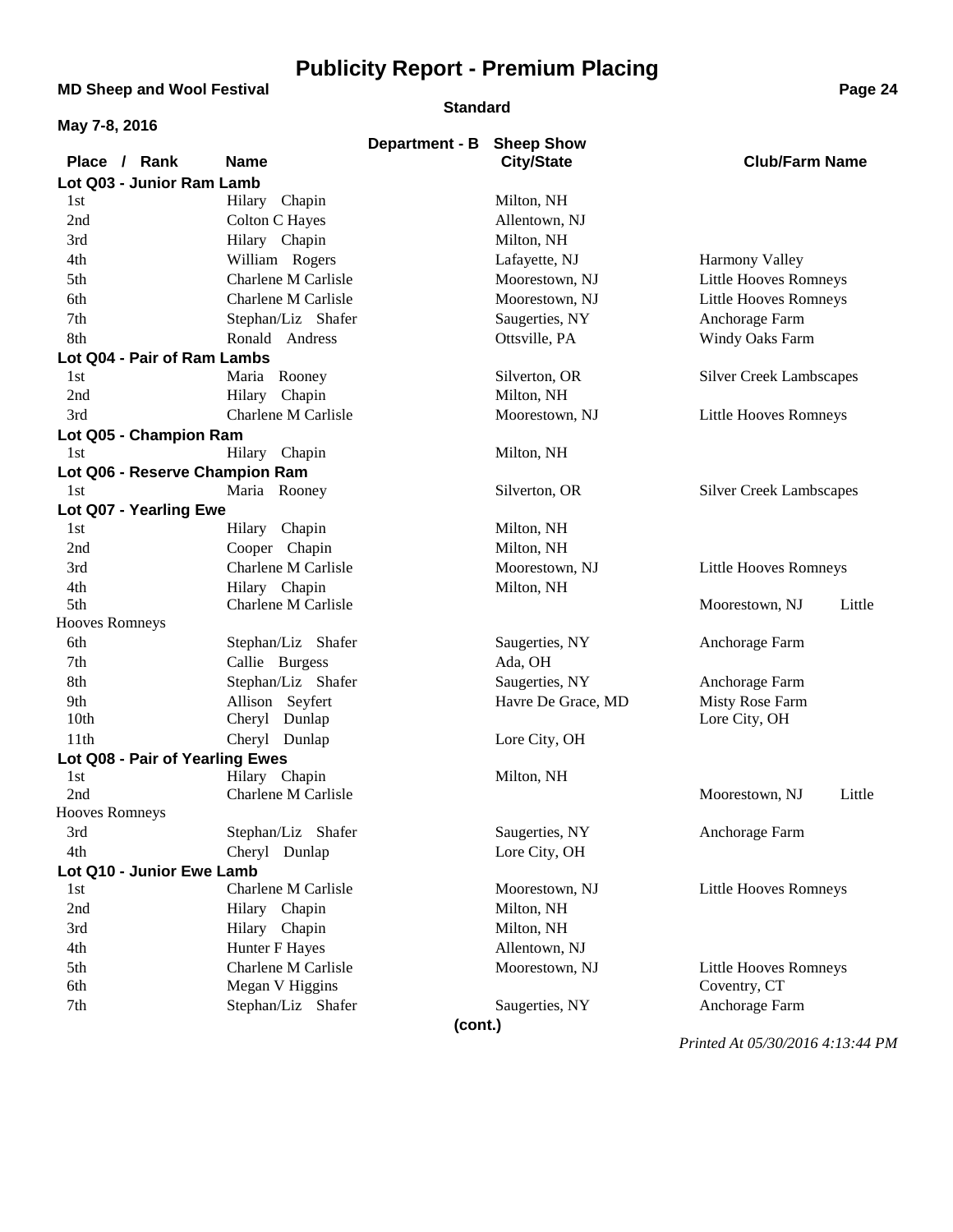# Publicity Report - Premium Placing

**MD Sheep and Wool Festival**

**Standard**

**May 7-8, 2016**

**Department - B Sheep Show**

| Place / Rank | Name | City/State | Club/Farm Name |
|---|---|---|---|
| **Lot Q03 - Junior Ram Lamb** | | | |
| 1st | Hilary Chapin | Milton, NH | |
| 2nd | Colton C Hayes | Allentown, NJ | |
| 3rd | Hilary Chapin | Milton, NH | |
| 4th | William Rogers | Lafayette, NJ | Harmony Valley |
| 5th | Charlene M Carlisle | Moorestown, NJ | Little Hooves Romneys |
| 6th | Charlene M Carlisle | Moorestown, NJ | Little Hooves Romneys |
| 7th | Stephan/Liz Shafer | Saugerties, NY | Anchorage Farm |
| 8th | Ronald Andress | Ottsville, PA | Windy Oaks Farm |
| **Lot Q04 - Pair of Ram Lambs** | | | |
| 1st | Maria Rooney | Silverton, OR | Silver Creek Lambscapes |
| 2nd | Hilary Chapin | Milton, NH | |
| 3rd | Charlene M Carlisle | Moorestown, NJ | Little Hooves Romneys |
| **Lot Q05 - Champion Ram** | | | |
| 1st | Hilary Chapin | Milton, NH | |
| **Lot Q06 - Reserve Champion Ram** | | | |
| 1st | Maria Rooney | Silverton, OR | Silver Creek Lambscapes |
| **Lot Q07 - Yearling Ewe** | | | |
| 1st | Hilary Chapin | Milton, NH | |
| 2nd | Cooper Chapin | Milton, NH | |
| 3rd | Charlene M Carlisle | Moorestown, NJ | Little Hooves Romneys |
| 4th | Hilary Chapin | Milton, NH | |
| 5th | Charlene M Carlisle | | Moorestown, NJ Little Hooves Romneys |
| 6th | Stephan/Liz Shafer | Saugerties, NY | Anchorage Farm |
| 7th | Callie Burgess | Ada, OH | |
| 8th | Stephan/Liz Shafer | Saugerties, NY | Anchorage Farm |
| 9th | Allison Seyfert | Havre De Grace, MD | Misty Rose Farm |
| 10th | Cheryl Dunlap | | Lore City, OH |
| 11th | Cheryl Dunlap | Lore City, OH | |
| **Lot Q08 - Pair of Yearling Ewes** | | | |
| 1st | Hilary Chapin | Milton, NH | |
| 2nd | Charlene M Carlisle | | Moorestown, NJ Little Hooves Romneys |
| 3rd | Stephan/Liz Shafer | Saugerties, NY | Anchorage Farm |
| 4th | Cheryl Dunlap | Lore City, OH | |
| **Lot Q10 - Junior Ewe Lamb** | | | |
| 1st | Charlene M Carlisle | Moorestown, NJ | Little Hooves Romneys |
| 2nd | Hilary Chapin | Milton, NH | |
| 3rd | Hilary Chapin | Milton, NH | |
| 4th | Hunter F Hayes | Allentown, NJ | |
| 5th | Charlene M Carlisle | Moorestown, NJ | Little Hooves Romneys |
| 6th | Megan V Higgins | | Coventry, CT |
| 7th | Stephan/Liz Shafer | Saugerties, NY | Anchorage Farm |

**(cont.)**

*Printed At 05/30/2016 4:13:44 PM*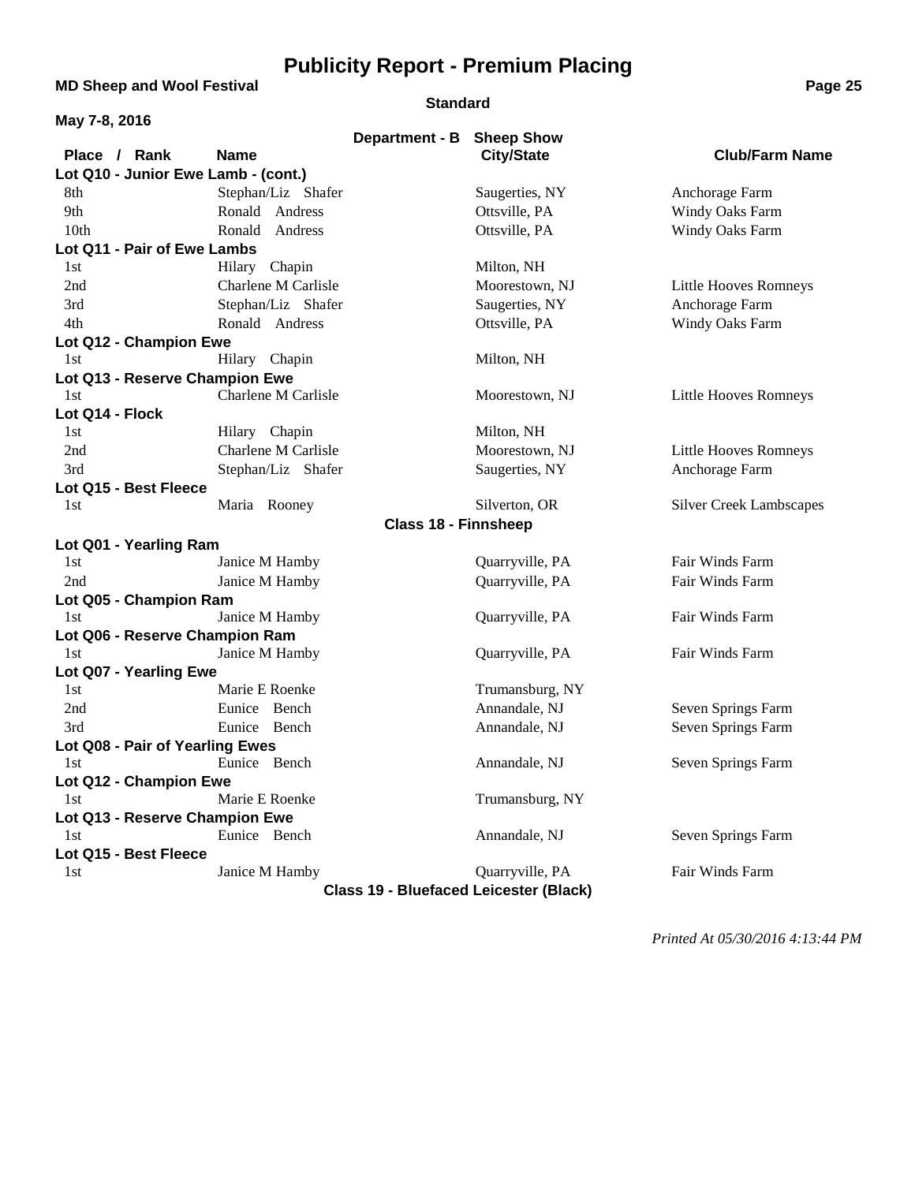# Publicity Report - Premium Placing

**MD Sheep and Wool Festival**

**Standard**

**May 7-8, 2016**

**Department - B Sheep Show**

| Place / Rank | Name | City/State | Club/Farm Name |
|---|---|---|---|
| **Lot Q10 - Junior Ewe Lamb - (cont.)** | | | |
| 8th | Stephan/Liz Shafer | Saugerties, NY | Anchorage Farm |
| 9th | Ronald Andress | Ottsville, PA | Windy Oaks Farm |
| 10th | Ronald Andress | Ottsville, PA | Windy Oaks Farm |
| **Lot Q11 - Pair of Ewe Lambs** | | | |
| 1st | Hilary Chapin | Milton, NH | |
| 2nd | Charlene M Carlisle | Moorestown, NJ | Little Hooves Romneys |
| 3rd | Stephan/Liz Shafer | Saugerties, NY | Anchorage Farm |
| 4th | Ronald Andress | Ottsville, PA | Windy Oaks Farm |
| **Lot Q12 - Champion Ewe** | | | |
| 1st | Hilary Chapin | Milton, NH | |
| **Lot Q13 - Reserve Champion Ewe** | | | |
| 1st | Charlene M Carlisle | Moorestown, NJ | Little Hooves Romneys |
| **Lot Q14 - Flock** | | | |
| 1st | Hilary Chapin | Milton, NH | |
| 2nd | Charlene M Carlisle | Moorestown, NJ | Little Hooves Romneys |
| 3rd | Stephan/Liz Shafer | Saugerties, NY | Anchorage Farm |
| **Lot Q15 - Best Fleece** | | | |
| 1st | Maria Rooney | Silverton, OR | Silver Creek Lambscapes |

**Class 18 - Finnsheep**

| Place / Rank | Name | City/State | Club/Farm Name |
|---|---|---|---|
| **Lot Q01 - Yearling Ram** | | | |
| 1st | Janice M Hamby | Quarryville, PA | Fair Winds Farm |
| 2nd | Janice M Hamby | Quarryville, PA | Fair Winds Farm |
| **Lot Q05 - Champion Ram** | | | |
| 1st | Janice M Hamby | Quarryville, PA | Fair Winds Farm |
| **Lot Q06 - Reserve Champion Ram** | | | |
| 1st | Janice M Hamby | Quarryville, PA | Fair Winds Farm |
| **Lot Q07 - Yearling Ewe** | | | |
| 1st | Marie E Roenke | Trumansburg, NY | |
| 2nd | Eunice Bench | Annandale, NJ | Seven Springs Farm |
| 3rd | Eunice Bench | Annandale, NJ | Seven Springs Farm |
| **Lot Q08 - Pair of Yearling Ewes** | | | |
| 1st | Eunice Bench | Annandale, NJ | Seven Springs Farm |
| **Lot Q12 - Champion Ewe** | | | |
| 1st | Marie E Roenke | Trumansburg, NY | |
| **Lot Q13 - Reserve Champion Ewe** | | | |
| 1st | Eunice Bench | Annandale, NJ | Seven Springs Farm |
| **Lot Q15 - Best Fleece** | | | |
| 1st | Janice M Hamby | Quarryville, PA | Fair Winds Farm |

**Class 19 - Bluefaced Leicester (Black)**

*Printed At 05/30/2016 4:13:44 PM*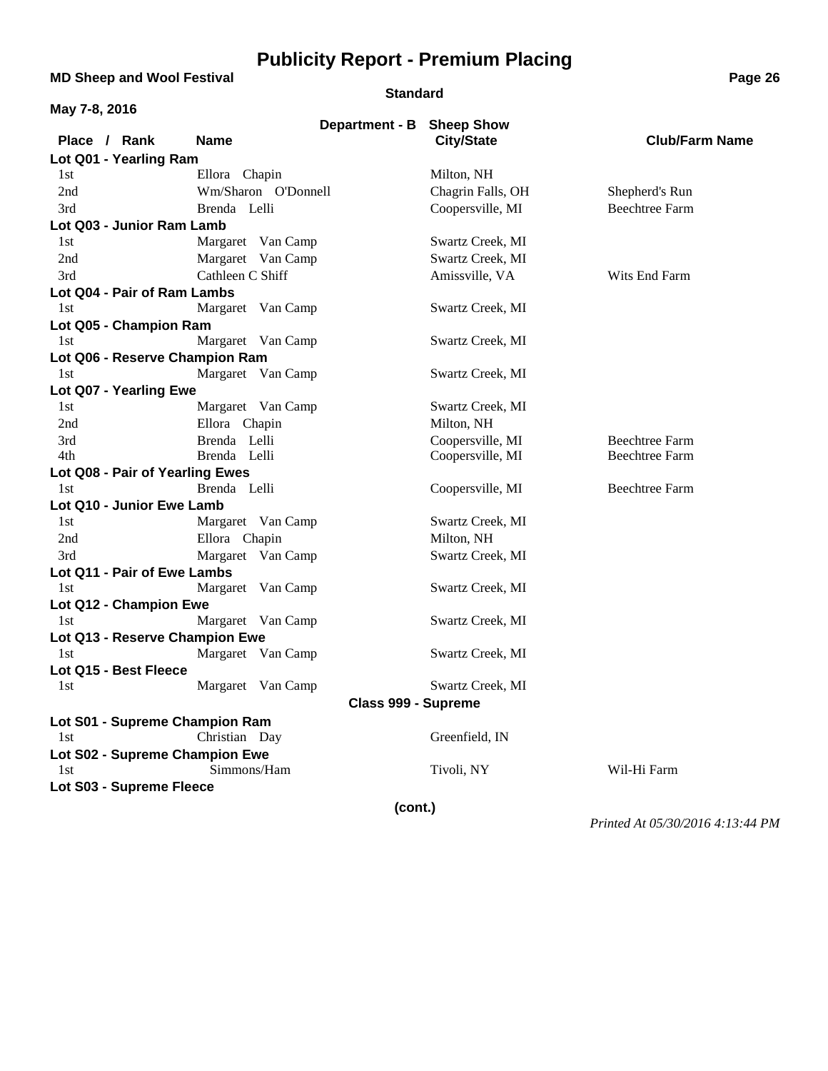# Publicity Report - Premium Placing

**MD Sheep and Wool Festival**

**Standard**

**May 7-8, 2016**

**Department - B Sheep Show**

| Place / Rank | Name | City/State | Club/Farm Name |
|---|---|---|---|
| **Lot Q01 - Yearling Ram** | | | |
| 1st | Ellora Chapin | Milton, NH | |
| 2nd | Wm/Sharon O'Donnell | Chagrin Falls, OH | Shepherd's Run |
| 3rd | Brenda Lelli | Coopersville, MI | Beechtree Farm |
| **Lot Q03 - Junior Ram Lamb** | | | |
| 1st | Margaret Van Camp | Swartz Creek, MI | |
| 2nd | Margaret Van Camp | Swartz Creek, MI | |
| 3rd | Cathleen C Shiff | Amissville, VA | Wits End Farm |
| **Lot Q04 - Pair of Ram Lambs** | | | |
| 1st | Margaret Van Camp | Swartz Creek, MI | |
| **Lot Q05 - Champion Ram** | | | |
| 1st | Margaret Van Camp | Swartz Creek, MI | |
| **Lot Q06 - Reserve Champion Ram** | | | |
| 1st | Margaret Van Camp | Swartz Creek, MI | |
| **Lot Q07 - Yearling Ewe** | | | |
| 1st | Margaret Van Camp | Swartz Creek, MI | |
| 2nd | Ellora Chapin | Milton, NH | |
| 3rd | Brenda Lelli | Coopersville, MI | Beechtree Farm |
| 4th | Brenda Lelli | Coopersville, MI | Beechtree Farm |
| **Lot Q08 - Pair of Yearling Ewes** | | | |
| 1st | Brenda Lelli | Coopersville, MI | Beechtree Farm |
| **Lot Q10 - Junior Ewe Lamb** | | | |
| 1st | Margaret Van Camp | Swartz Creek, MI | |
| 2nd | Ellora Chapin | Milton, NH | |
| 3rd | Margaret Van Camp | Swartz Creek, MI | |
| **Lot Q11 - Pair of Ewe Lambs** | | | |
| 1st | Margaret Van Camp | Swartz Creek, MI | |
| **Lot Q12 - Champion Ewe** | | | |
| 1st | Margaret Van Camp | Swartz Creek, MI | |
| **Lot Q13 - Reserve Champion Ewe** | | | |
| 1st | Margaret Van Camp | Swartz Creek, MI | |
| **Lot Q15 - Best Fleece** | | | |
| 1st | Margaret Van Camp | Swartz Creek, MI | |

**Class 999 - Supreme**

| Place / Rank | Name | City/State | Club/Farm Name |
|---|---|---|---|
| **Lot S01 - Supreme Champion Ram** | | | |
| 1st | Christian Day | Greenfield, IN | |
| **Lot S02 - Supreme Champion Ewe** | | | |
| 1st | Simmons/Ham | Tivoli, NY | Wil-Hi Farm |
| **Lot S03 - Supreme Fleece** | | | |

**(cont.)**

*Printed At 05/30/2016 4:13:44 PM*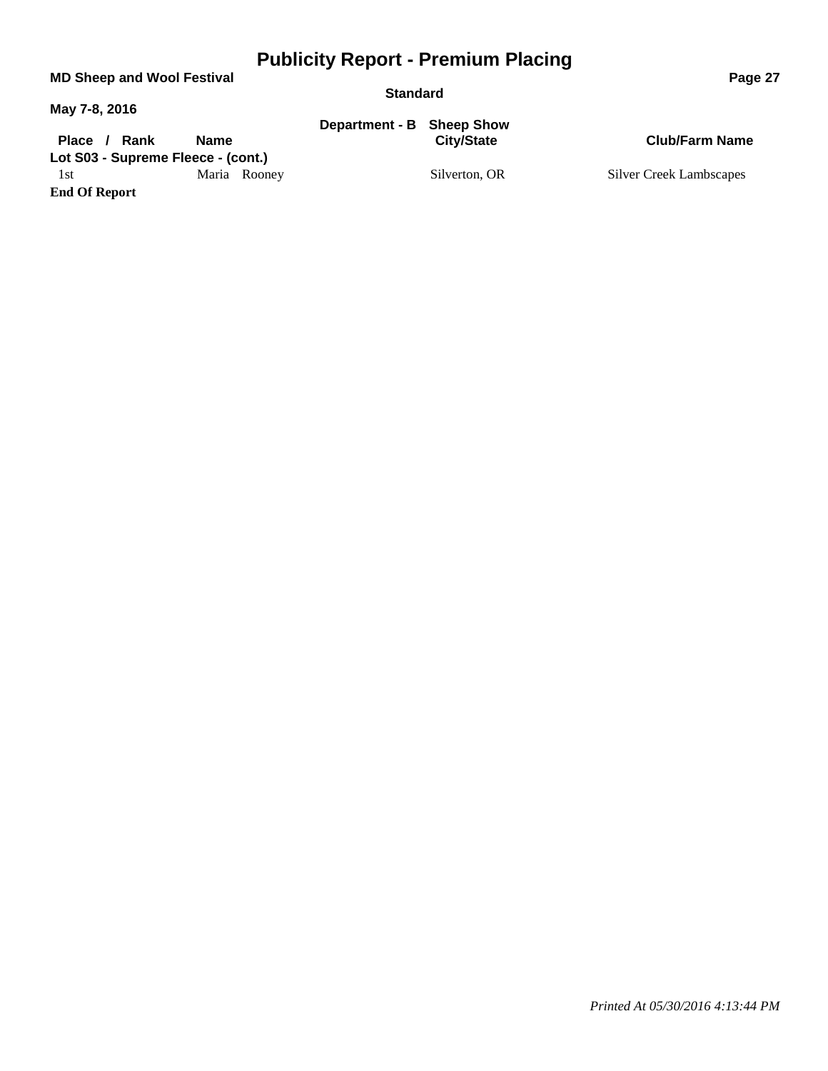# Publicity Report - Premium Placing

**MD Sheep and Wool Festival**

**Standard**

**May 7-8, 2016**

**Department - B Sheep Show**

| Place / Rank | Name | City/State | Club/Farm Name |
|---|---|---|---|
| **Lot S03 - Supreme Fleece - (cont.)** | | | |
| 1st | Maria Rooney | Silverton, OR | Silver Creek Lambscapes |

**End Of Report**

*Printed At 05/30/2016 4:13:44 PM*